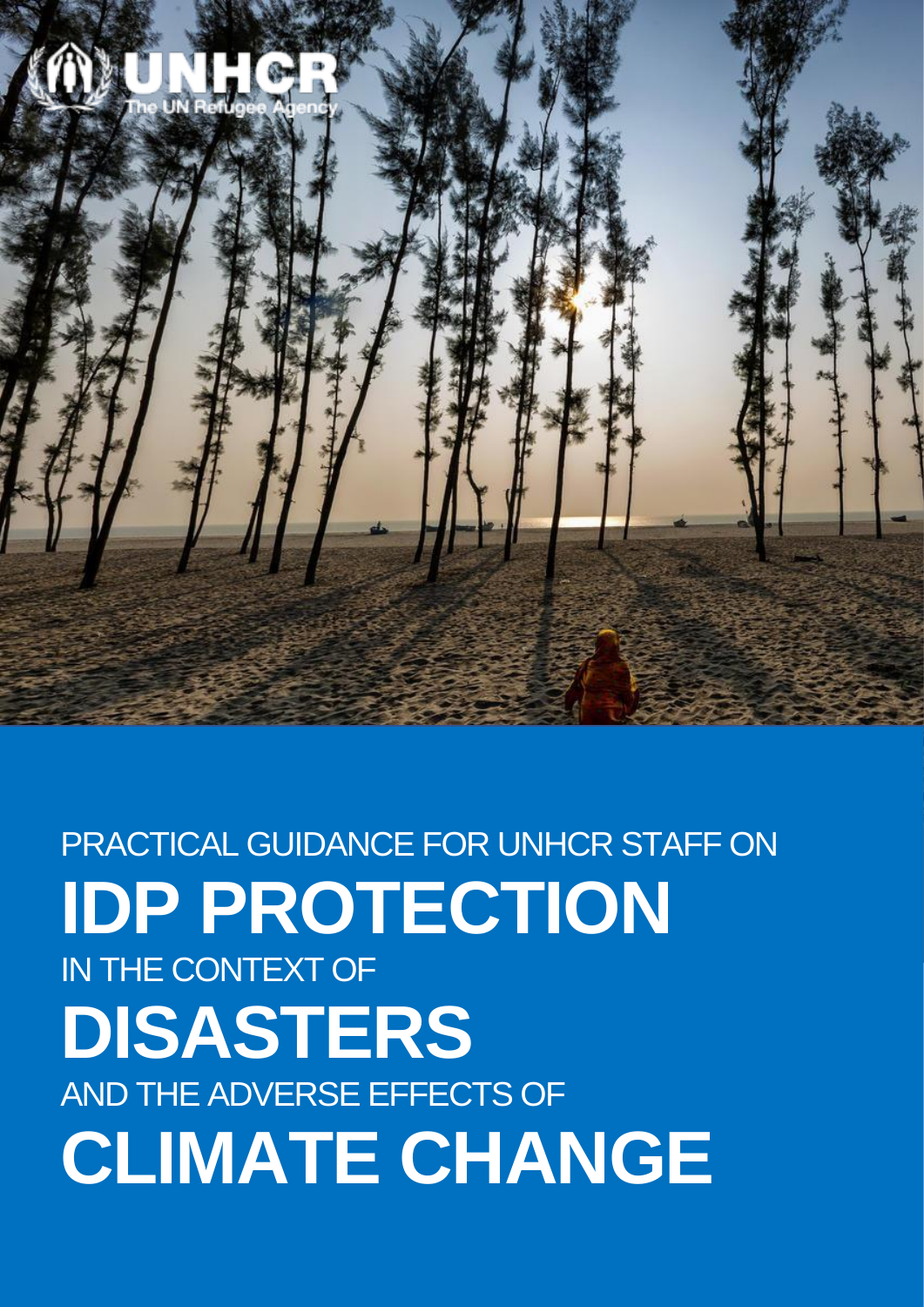UNHCR
The UN Refugee Agency

PRACTICAL GUIDANCE FOR UNHCR STAFF ON

# IDP PROTECTION

IN THE CONTEXT OF

# DISASTERS

AND THE ADVERSE EFFECTS OF

# CLIMATE CHANGE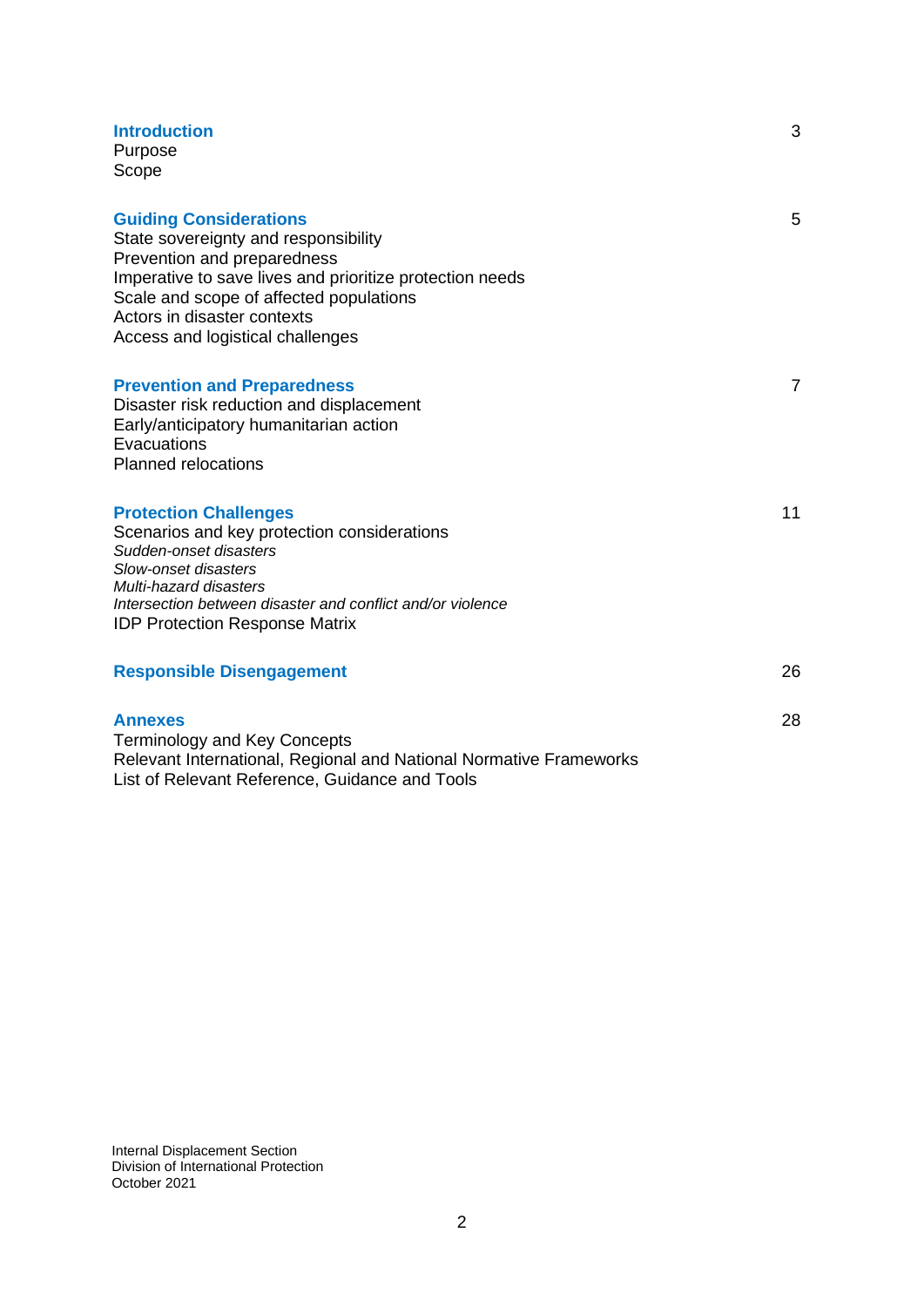| | |
|---|---|
| **Introduction** | 3 |
| Purpose | |
| Scope | |
| **Guiding Considerations** | 5 |
| State sovereignty and responsibility | |
| Prevention and preparedness | |
| Imperative to save lives and prioritize protection needs | |
| Scale and scope of affected populations | |
| Actors in disaster contexts | |
| Access and logistical challenges | |
| **Prevention and Preparedness** | 7 |
| Disaster risk reduction and displacement | |
| Early/anticipatory humanitarian action | |
| Evacuations | |
| Planned relocations | |
| **Protection Challenges** | 11 |
| Scenarios and key protection considerations | |
| *Sudden-onset disasters* | |
| *Slow-onset disasters* | |
| *Multi-hazard disasters* | |
| *Intersection between disaster and conflict and/or violence* | |
| IDP Protection Response Matrix | |
| **Responsible Disengagement** | 26 |
| **Annexes** | 28 |
| Terminology and Key Concepts | |
| Relevant International, Regional and National Normative Frameworks | |
| List of Relevant Reference, Guidance and Tools | |

Internal Displacement Section
Division of International Protection
October 2021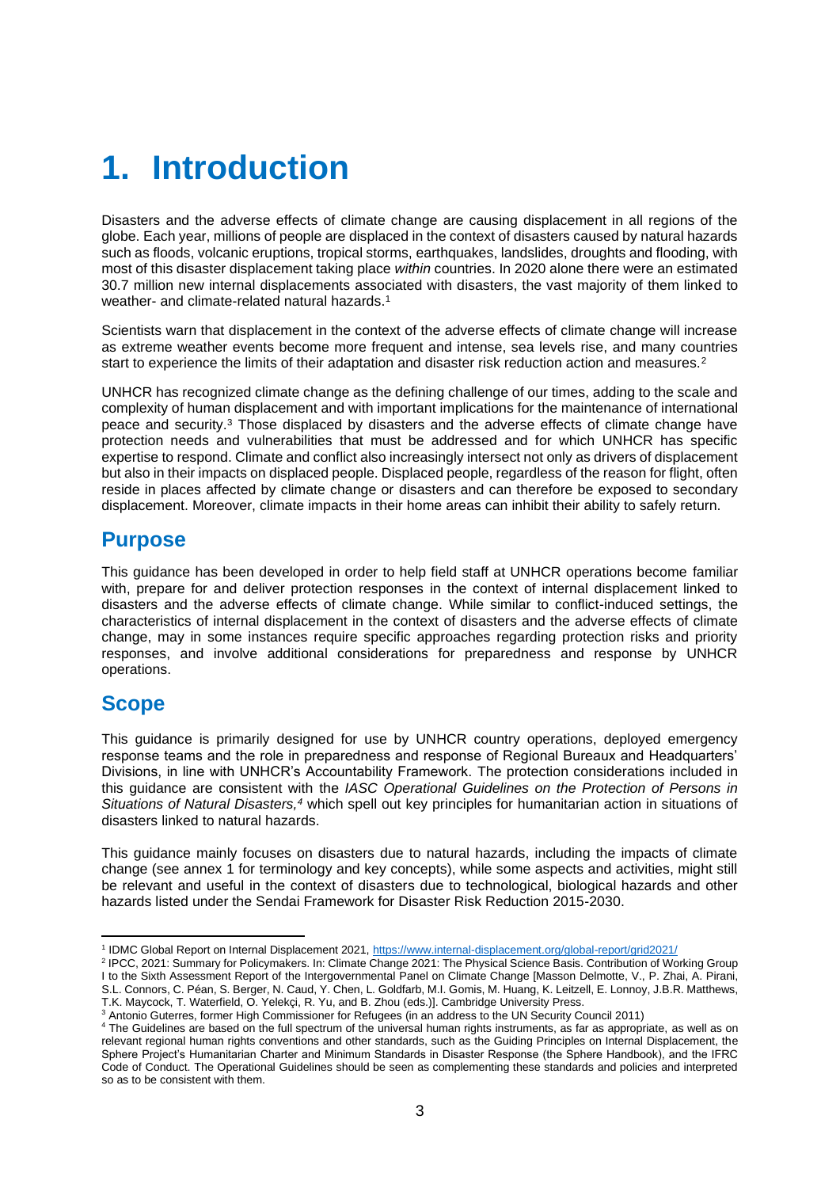# 1. Introduction

Disasters and the adverse effects of climate change are causing displacement in all regions of the globe. Each year, millions of people are displaced in the context of disasters caused by natural hazards such as floods, volcanic eruptions, tropical storms, earthquakes, landslides, droughts and flooding, with most of this disaster displacement taking place *within* countries. In 2020 alone there were an estimated 30.7 million new internal displacements associated with disasters, the vast majority of them linked to weather- and climate-related natural hazards.[1]

Scientists warn that displacement in the context of the adverse effects of climate change will increase as extreme weather events become more frequent and intense, sea levels rise, and many countries start to experience the limits of their adaptation and disaster risk reduction action and measures.[2]

UNHCR has recognized climate change as the defining challenge of our times, adding to the scale and complexity of human displacement and with important implications for the maintenance of international peace and security.[3] Those displaced by disasters and the adverse effects of climate change have protection needs and vulnerabilities that must be addressed and for which UNHCR has specific expertise to respond. Climate and conflict also increasingly intersect not only as drivers of displacement but also in their impacts on displaced people. Displaced people, regardless of the reason for flight, often reside in places affected by climate change or disasters and can therefore be exposed to secondary displacement. Moreover, climate impacts in their home areas can inhibit their ability to safely return.

## Purpose

This guidance has been developed in order to help field staff at UNHCR operations become familiar with, prepare for and deliver protection responses in the context of internal displacement linked to disasters and the adverse effects of climate change. While similar to conflict-induced settings, the characteristics of internal displacement in the context of disasters and the adverse effects of climate change, may in some instances require specific approaches regarding protection risks and priority responses, and involve additional considerations for preparedness and response by UNHCR operations.

## Scope

This guidance is primarily designed for use by UNHCR country operations, deployed emergency response teams and the role in preparedness and response of Regional Bureaux and Headquarters' Divisions, in line with UNHCR's Accountability Framework. The protection considerations included in this guidance are consistent with the *IASC Operational Guidelines on the Protection of Persons in Situations of Natural Disasters,*[4] which spell out key principles for humanitarian action in situations of disasters linked to natural hazards.

This guidance mainly focuses on disasters due to natural hazards, including the impacts of climate change (see annex 1 for terminology and key concepts), while some aspects and activities, might still be relevant and useful in the context of disasters due to technological, biological hazards and other hazards listed under the Sendai Framework for Disaster Risk Reduction 2015-2030.

---

[1] IDMC Global Report on Internal Displacement 2021, https://www.internal-displacement.org/global-report/grid2021/

[2] IPCC, 2021: Summary for Policymakers. In: Climate Change 2021: The Physical Science Basis. Contribution of Working Group I to the Sixth Assessment Report of the Intergovernmental Panel on Climate Change [Masson Delmotte, V., P. Zhai, A. Pirani, S.L. Connors, C. Péan, S. Berger, N. Caud, Y. Chen, L. Goldfarb, M.I. Gomis, M. Huang, K. Leitzell, E. Lonnoy, J.B.R. Matthews, T.K. Maycock, T. Waterfield, O. Yelekçi, R. Yu, and B. Zhou (eds.)]. Cambridge University Press.

[3] Antonio Guterres, former High Commissioner for Refugees (in an address to the UN Security Council 2011)

[4] The Guidelines are based on the full spectrum of the universal human rights instruments, as far as appropriate, as well as on relevant regional human rights conventions and other standards, such as the Guiding Principles on Internal Displacement, the Sphere Project's Humanitarian Charter and Minimum Standards in Disaster Response (the Sphere Handbook), and the IFRC Code of Conduct. The Operational Guidelines should be seen as complementing these standards and policies and interpreted so as to be consistent with them.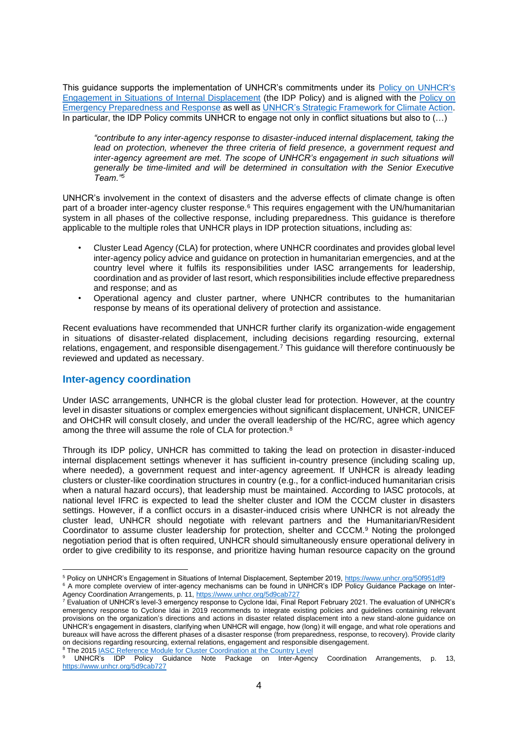This guidance supports the implementation of UNHCR's commitments under its [Policy on UNHCR's Engagement in Situations of Internal Displacement]() (the IDP Policy) and is aligned with the [Policy on Emergency Preparedness and Response]() as well as [UNHCR's Strategic Framework for Climate Action](). In particular, the IDP Policy commits UNHCR to engage not only in conflict situations but also to (…)

> *"contribute to any inter-agency response to disaster-induced internal displacement, taking the lead on protection, whenever the three criteria of field presence, a government request and inter-agency agreement are met. The scope of UNHCR's engagement in such situations will generally be time-limited and will be determined in consultation with the Senior Executive Team."*[5]

UNHCR's involvement in the context of disasters and the adverse effects of climate change is often part of a broader inter-agency cluster response.[6] This requires engagement with the UN/humanitarian system in all phases of the collective response, including preparedness. This guidance is therefore applicable to the multiple roles that UNHCR plays in IDP protection situations, including as:

- Cluster Lead Agency (CLA) for protection, where UNHCR coordinates and provides global level inter-agency policy advice and guidance on protection in humanitarian emergencies, and at the country level where it fulfils its responsibilities under IASC arrangements for leadership, coordination and as provider of last resort, which responsibilities include effective preparedness and response; and as
- Operational agency and cluster partner, where UNHCR contributes to the humanitarian response by means of its operational delivery of protection and assistance.

Recent evaluations have recommended that UNHCR further clarify its organization-wide engagement in situations of disaster-related displacement, including decisions regarding resourcing, external relations, engagement, and responsible disengagement.[7] This guidance will therefore continuously be reviewed and updated as necessary.

## Inter-agency coordination

Under IASC arrangements, UNHCR is the global cluster lead for protection. However, at the country level in disaster situations or complex emergencies without significant displacement, UNHCR, UNICEF and OHCHR will consult closely, and under the overall leadership of the HC/RC, agree which agency among the three will assume the role of CLA for protection.[8]

Through its IDP policy, UNHCR has committed to taking the lead on protection in disaster-induced internal displacement settings whenever it has sufficient in-country presence (including scaling up, where needed), a government request and inter-agency agreement. If UNHCR is already leading clusters or cluster-like coordination structures in country (e.g., for a conflict-induced humanitarian crisis when a natural hazard occurs), that leadership must be maintained. According to IASC protocols, at national level IFRC is expected to lead the shelter cluster and IOM the CCCM cluster in disasters settings. However, if a conflict occurs in a disaster-induced crisis where UNHCR is not already the cluster lead, UNHCR should negotiate with relevant partners and the Humanitarian/Resident Coordinator to assume cluster leadership for protection, shelter and CCCM.[9] Noting the prolonged negotiation period that is often required, UNHCR should simultaneously ensure operational delivery in order to give credibility to its response, and prioritize having human resource capacity on the ground

---

[5] Policy on UNHCR's Engagement in Situations of Internal Displacement, September 2019, https://www.unhcr.org/50f951df9

[6] A more complete overview of inter-agency mechanisms can be found in UNHCR's IDP Policy Guidance Package on Inter-Agency Coordination Arrangements, p. 11, https://www.unhcr.org/5d9cab727

[7] Evaluation of UNHCR's level-3 emergency response to Cyclone Idai, Final Report February 2021. The evaluation of UNHCR's emergency response to Cyclone Idai in 2019 recommends to integrate existing policies and guidelines containing relevant provisions on the organization's directions and actions in disaster related displacement into a new stand-alone guidance on UNHCR's engagement in disasters, clarifying when UNHCR will engage, how (long) it will engage, and what role operations and bureaux will have across the different phases of a disaster response (from preparedness, response, to recovery). Provide clarity on decisions regarding resourcing, external relations, engagement and responsible disengagement.

[8] The 2015 [IASC Reference Module for Cluster Coordination at the Country Level]()

[9] UNHCR's IDP Policy Guidance Note Package on Inter-Agency Coordination Arrangements, p. 13, https://www.unhcr.org/5d9cab727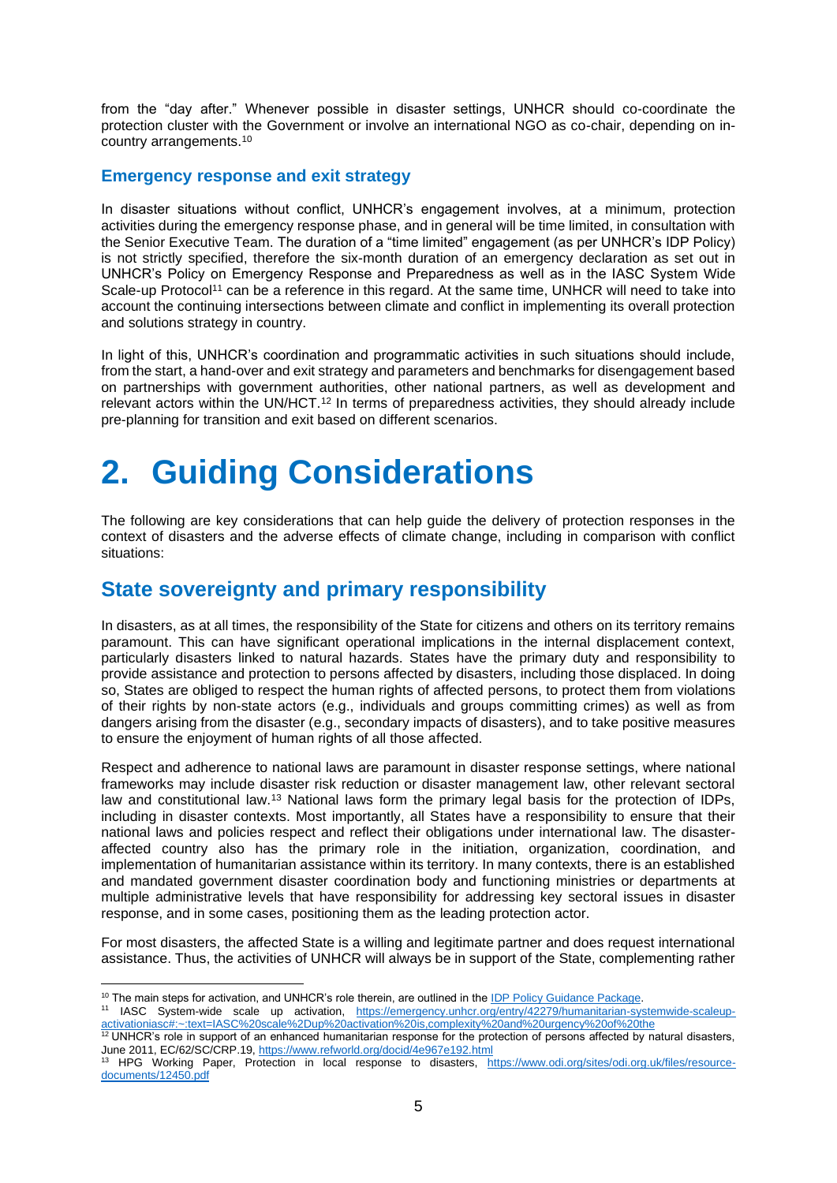from the "day after." Whenever possible in disaster settings, UNHCR should co-coordinate the protection cluster with the Government or involve an international NGO as co-chair, depending on in-country arrangements.[10]

### Emergency response and exit strategy

In disaster situations without conflict, UNHCR's engagement involves, at a minimum, protection activities during the emergency response phase, and in general will be time limited, in consultation with the Senior Executive Team. The duration of a "time limited" engagement (as per UNHCR's IDP Policy) is not strictly specified, therefore the six-month duration of an emergency declaration as set out in UNHCR's Policy on Emergency Response and Preparedness as well as in the IASC System Wide Scale-up Protocol[11] can be a reference in this regard. At the same time, UNHCR will need to take into account the continuing intersections between climate and conflict in implementing its overall protection and solutions strategy in country.

In light of this, UNHCR's coordination and programmatic activities in such situations should include, from the start, a hand-over and exit strategy and parameters and benchmarks for disengagement based on partnerships with government authorities, other national partners, as well as development and relevant actors within the UN/HCT.[12] In terms of preparedness activities, they should already include pre-planning for transition and exit based on different scenarios.

# 2. Guiding Considerations

The following are key considerations that can help guide the delivery of protection responses in the context of disasters and the adverse effects of climate change, including in comparison with conflict situations:

## State sovereignty and primary responsibility

In disasters, as at all times, the responsibility of the State for citizens and others on its territory remains paramount. This can have significant operational implications in the internal displacement context, particularly disasters linked to natural hazards. States have the primary duty and responsibility to provide assistance and protection to persons affected by disasters, including those displaced. In doing so, States are obliged to respect the human rights of affected persons, to protect them from violations of their rights by non-state actors (e.g., individuals and groups committing crimes) as well as from dangers arising from the disaster (e.g., secondary impacts of disasters), and to take positive measures to ensure the enjoyment of human rights of all those affected.

Respect and adherence to national laws are paramount in disaster response settings, where national frameworks may include disaster risk reduction or disaster management law, other relevant sectoral law and constitutional law.[13] National laws form the primary legal basis for the protection of IDPs, including in disaster contexts. Most importantly, all States have a responsibility to ensure that their national laws and policies respect and reflect their obligations under international law. The disaster-affected country also has the primary role in the initiation, organization, coordination, and implementation of humanitarian assistance within its territory. In many contexts, there is an established and mandated government disaster coordination body and functioning ministries or departments at multiple administrative levels that have responsibility for addressing key sectoral issues in disaster response, and in some cases, positioning them as the leading protection actor.

For most disasters, the affected State is a willing and legitimate partner and does request international assistance. Thus, the activities of UNHCR will always be in support of the State, complementing rather

---

[10] The main steps for activation, and UNHCR's role therein, are outlined in the IDP Policy Guidance Package.

[11] IASC System-wide scale up activation, https://emergency.unhcr.org/entry/42279/humanitarian-systemwide-scaleup-activationiasc#:~:text=IASC%20scale%2Dup%20activation%20is,complexity%20and%20urgency%20of%20the

[12] UNHCR's role in support of an enhanced humanitarian response for the protection of persons affected by natural disasters, June 2011, EC/62/SC/CRP.19, https://www.refworld.org/docid/4e967e192.html

[13] HPG Working Paper, Protection in local response to disasters, https://www.odi.org/sites/odi.org.uk/files/resource-documents/12450.pdf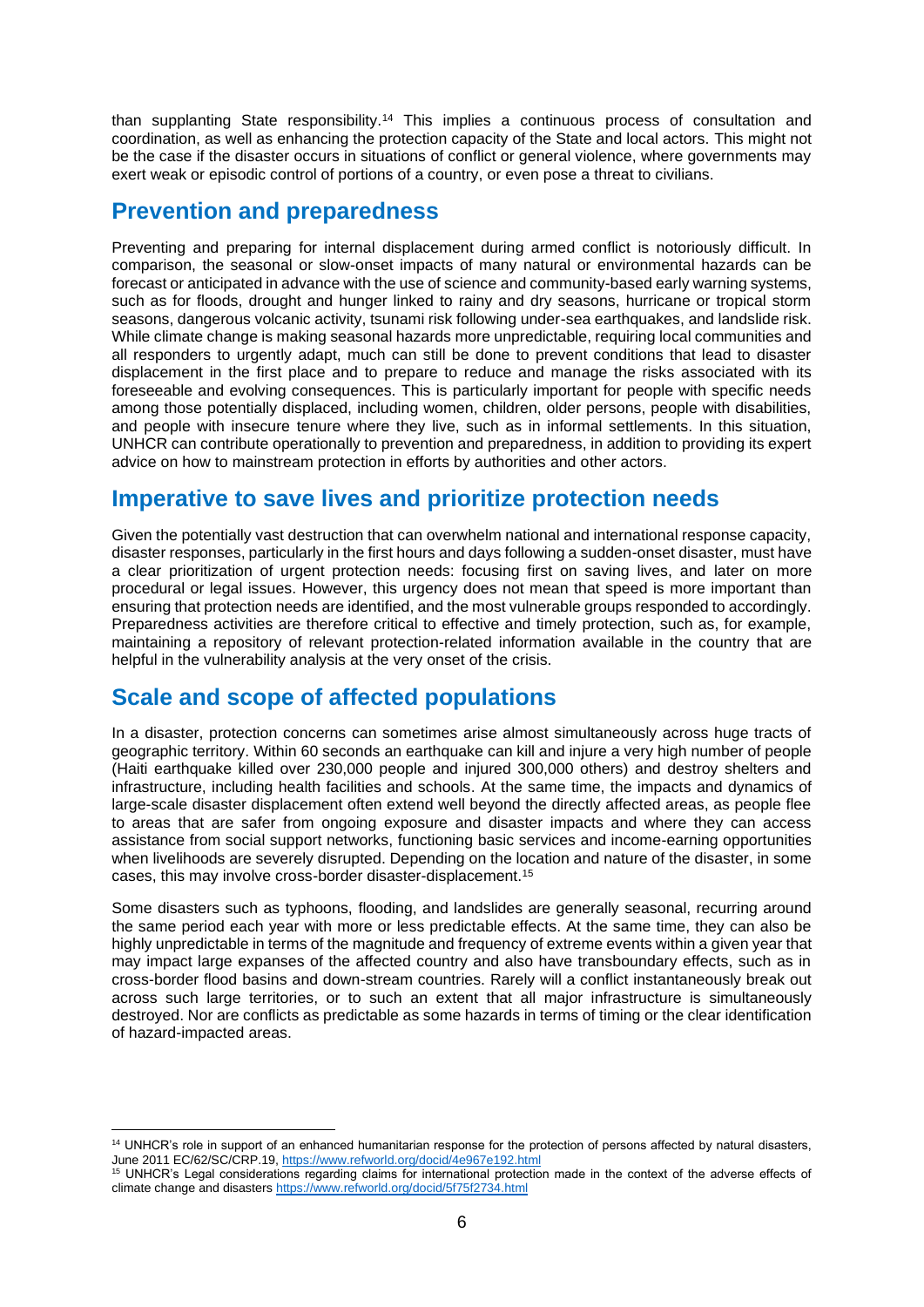than supplanting State responsibility.[14] This implies a continuous process of consultation and coordination, as well as enhancing the protection capacity of the State and local actors. This might not be the case if the disaster occurs in situations of conflict or general violence, where governments may exert weak or episodic control of portions of a country, or even pose a threat to civilians.

## Prevention and preparedness

Preventing and preparing for internal displacement during armed conflict is notoriously difficult. In comparison, the seasonal or slow-onset impacts of many natural or environmental hazards can be forecast or anticipated in advance with the use of science and community-based early warning systems, such as for floods, drought and hunger linked to rainy and dry seasons, hurricane or tropical storm seasons, dangerous volcanic activity, tsunami risk following under-sea earthquakes, and landslide risk. While climate change is making seasonal hazards more unpredictable, requiring local communities and all responders to urgently adapt, much can still be done to prevent conditions that lead to disaster displacement in the first place and to prepare to reduce and manage the risks associated with its foreseeable and evolving consequences. This is particularly important for people with specific needs among those potentially displaced, including women, children, older persons, people with disabilities, and people with insecure tenure where they live, such as in informal settlements. In this situation, UNHCR can contribute operationally to prevention and preparedness, in addition to providing its expert advice on how to mainstream protection in efforts by authorities and other actors.

## Imperative to save lives and prioritize protection needs

Given the potentially vast destruction that can overwhelm national and international response capacity, disaster responses, particularly in the first hours and days following a sudden-onset disaster, must have a clear prioritization of urgent protection needs: focusing first on saving lives, and later on more procedural or legal issues. However, this urgency does not mean that speed is more important than ensuring that protection needs are identified, and the most vulnerable groups responded to accordingly. Preparedness activities are therefore critical to effective and timely protection, such as, for example, maintaining a repository of relevant protection-related information available in the country that are helpful in the vulnerability analysis at the very onset of the crisis.

## Scale and scope of affected populations

In a disaster, protection concerns can sometimes arise almost simultaneously across huge tracts of geographic territory. Within 60 seconds an earthquake can kill and injure a very high number of people (Haiti earthquake killed over 230,000 people and injured 300,000 others) and destroy shelters and infrastructure, including health facilities and schools. At the same time, the impacts and dynamics of large-scale disaster displacement often extend well beyond the directly affected areas, as people flee to areas that are safer from ongoing exposure and disaster impacts and where they can access assistance from social support networks, functioning basic services and income-earning opportunities when livelihoods are severely disrupted. Depending on the location and nature of the disaster, in some cases, this may involve cross-border disaster-displacement.[15]

Some disasters such as typhoons, flooding, and landslides are generally seasonal, recurring around the same period each year with more or less predictable effects. At the same time, they can also be highly unpredictable in terms of the magnitude and frequency of extreme events within a given year that may impact large expanses of the affected country and also have transboundary effects, such as in cross-border flood basins and down-stream countries. Rarely will a conflict instantaneously break out across such large territories, or to such an extent that all major infrastructure is simultaneously destroyed. Nor are conflicts as predictable as some hazards in terms of timing or the clear identification of hazard-impacted areas.

---

[14] UNHCR's role in support of an enhanced humanitarian response for the protection of persons affected by natural disasters, June 2011 EC/62/SC/CRP.19, https://www.refworld.org/docid/4e967e192.html

[15] UNHCR's Legal considerations regarding claims for international protection made in the context of the adverse effects of climate change and disasters https://www.refworld.org/docid/5f75f2734.html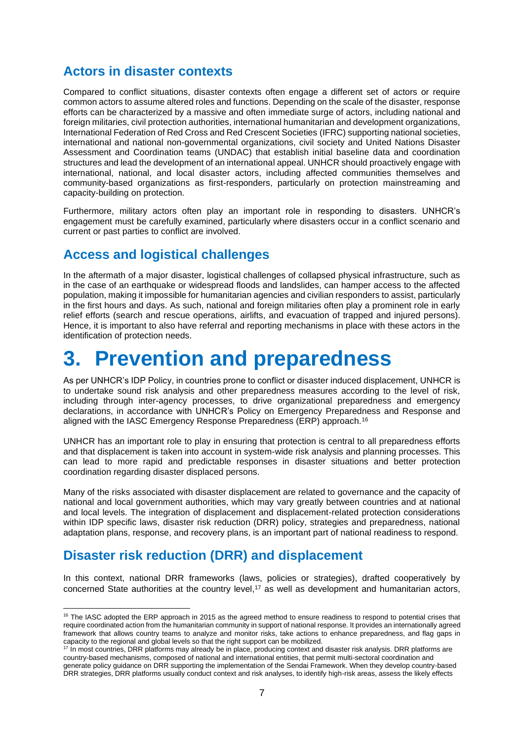## Actors in disaster contexts

Compared to conflict situations, disaster contexts often engage a different set of actors or require common actors to assume altered roles and functions. Depending on the scale of the disaster, response efforts can be characterized by a massive and often immediate surge of actors, including national and foreign militaries, civil protection authorities, international humanitarian and development organizations, International Federation of Red Cross and Red Crescent Societies (IFRC) supporting national societies, international and national non-governmental organizations, civil society and United Nations Disaster Assessment and Coordination teams (UNDAC) that establish initial baseline data and coordination structures and lead the development of an international appeal. UNHCR should proactively engage with international, national, and local disaster actors, including affected communities themselves and community-based organizations as first-responders, particularly on protection mainstreaming and capacity-building on protection.

Furthermore, military actors often play an important role in responding to disasters. UNHCR's engagement must be carefully examined, particularly where disasters occur in a conflict scenario and current or past parties to conflict are involved.

## Access and logistical challenges

In the aftermath of a major disaster, logistical challenges of collapsed physical infrastructure, such as in the case of an earthquake or widespread floods and landslides, can hamper access to the affected population, making it impossible for humanitarian agencies and civilian responders to assist, particularly in the first hours and days. As such, national and foreign militaries often play a prominent role in early relief efforts (search and rescue operations, airlifts, and evacuation of trapped and injured persons). Hence, it is important to also have referral and reporting mechanisms in place with these actors in the identification of protection needs.

# 3. Prevention and preparedness

As per UNHCR's IDP Policy, in countries prone to conflict or disaster induced displacement, UNHCR is to undertake sound risk analysis and other preparedness measures according to the level of risk, including through inter-agency processes, to drive organizational preparedness and emergency declarations, in accordance with UNHCR's Policy on Emergency Preparedness and Response and aligned with the IASC Emergency Response Preparedness (ERP) approach.[16]

UNHCR has an important role to play in ensuring that protection is central to all preparedness efforts and that displacement is taken into account in system-wide risk analysis and planning processes. This can lead to more rapid and predictable responses in disaster situations and better protection coordination regarding disaster displaced persons.

Many of the risks associated with disaster displacement are related to governance and the capacity of national and local government authorities, which may vary greatly between countries and at national and local levels. The integration of displacement and displacement-related protection considerations within IDP specific laws, disaster risk reduction (DRR) policy, strategies and preparedness, national adaptation plans, response, and recovery plans, is an important part of national readiness to respond.

## Disaster risk reduction (DRR) and displacement

In this context, national DRR frameworks (laws, policies or strategies), drafted cooperatively by concerned State authorities at the country level,[17] as well as development and humanitarian actors,

[16] The IASC adopted the ERP approach in 2015 as the agreed method to ensure readiness to respond to potential crises that require coordinated action from the humanitarian community in support of national response. It provides an internationally agreed framework that allows country teams to analyze and monitor risks, take actions to enhance preparedness, and flag gaps in capacity to the regional and global levels so that the right support can be mobilized.

[17] In most countries, DRR platforms may already be in place, producing context and disaster risk analysis. DRR platforms are country-based mechanisms, composed of national and international entities, that permit multi-sectoral coordination and generate policy guidance on DRR supporting the implementation of the Sendai Framework. When they develop country-based DRR strategies, DRR platforms usually conduct context and risk analyses, to identify high-risk areas, assess the likely effects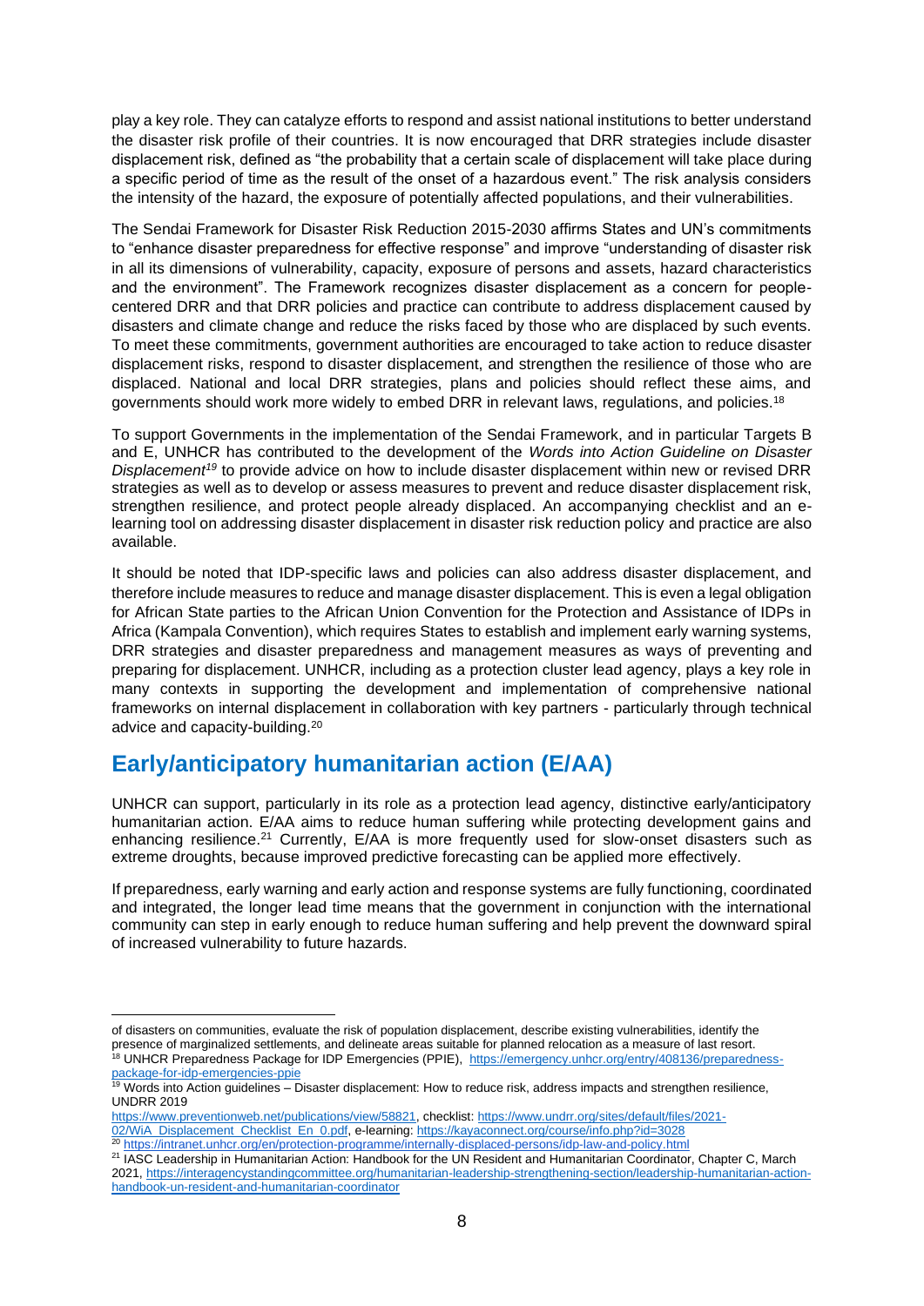play a key role. They can catalyze efforts to respond and assist national institutions to better understand the disaster risk profile of their countries. It is now encouraged that DRR strategies include disaster displacement risk, defined as "the probability that a certain scale of displacement will take place during a specific period of time as the result of the onset of a hazardous event." The risk analysis considers the intensity of the hazard, the exposure of potentially affected populations, and their vulnerabilities.

The Sendai Framework for Disaster Risk Reduction 2015-2030 affirms States and UN's commitments to "enhance disaster preparedness for effective response" and improve "understanding of disaster risk in all its dimensions of vulnerability, capacity, exposure of persons and assets, hazard characteristics and the environment". The Framework recognizes disaster displacement as a concern for people-centered DRR and that DRR policies and practice can contribute to address displacement caused by disasters and climate change and reduce the risks faced by those who are displaced by such events. To meet these commitments, government authorities are encouraged to take action to reduce disaster displacement risks, respond to disaster displacement, and strengthen the resilience of those who are displaced. National and local DRR strategies, plans and policies should reflect these aims, and governments should work more widely to embed DRR in relevant laws, regulations, and policies.[18]

To support Governments in the implementation of the Sendai Framework, and in particular Targets B and E, UNHCR has contributed to the development of the *Words into Action Guideline on Disaster Displacement*[19] to provide advice on how to include disaster displacement within new or revised DRR strategies as well as to develop or assess measures to prevent and reduce disaster displacement risk, strengthen resilience, and protect people already displaced. An accompanying checklist and an e-learning tool on addressing disaster displacement in disaster risk reduction policy and practice are also available.

It should be noted that IDP-specific laws and policies can also address disaster displacement, and therefore include measures to reduce and manage disaster displacement. This is even a legal obligation for African State parties to the African Union Convention for the Protection and Assistance of IDPs in Africa (Kampala Convention), which requires States to establish and implement early warning systems, DRR strategies and disaster preparedness and management measures as ways of preventing and preparing for displacement. UNHCR, including as a protection cluster lead agency, plays a key role in many contexts in supporting the development and implementation of comprehensive national frameworks on internal displacement in collaboration with key partners - particularly through technical advice and capacity-building.[20]

## Early/anticipatory humanitarian action (E/AA)

UNHCR can support, particularly in its role as a protection lead agency, distinctive early/anticipatory humanitarian action. E/AA aims to reduce human suffering while protecting development gains and enhancing resilience.[21] Currently, E/AA is more frequently used for slow-onset disasters such as extreme droughts, because improved predictive forecasting can be applied more effectively.

If preparedness, early warning and early action and response systems are fully functioning, coordinated and integrated, the longer lead time means that the government in conjunction with the international community can step in early enough to reduce human suffering and help prevent the downward spiral of increased vulnerability to future hazards.

---

of disasters on communities, evaluate the risk of population displacement, describe existing vulnerabilities, identify the presence of marginalized settlements, and delineate areas suitable for planned relocation as a measure of last resort.

[18] UNHCR Preparedness Package for IDP Emergencies (PPIE), https://emergency.unhcr.org/entry/408136/preparedness-package-for-idp-emergencies-ppie

[19] Words into Action guidelines – Disaster displacement: How to reduce risk, address impacts and strengthen resilience, UNDRR 2019
https://www.preventionweb.net/publications/view/58821, checklist: https://www.undrr.org/sites/default/files/2021-02/WiA_Displacement_Checklist_En_0.pdf, e-learning: https://kayaconnect.org/course/info.php?id=3028

[20] https://intranet.unhcr.org/en/protection-programme/internally-displaced-persons/idp-law-and-policy.html

[21] IASC Leadership in Humanitarian Action: Handbook for the UN Resident and Humanitarian Coordinator, Chapter C, March 2021, https://interagencystandingcommittee.org/humanitarian-leadership-strengthening-section/leadership-humanitarian-action-handbook-un-resident-and-humanitarian-coordinator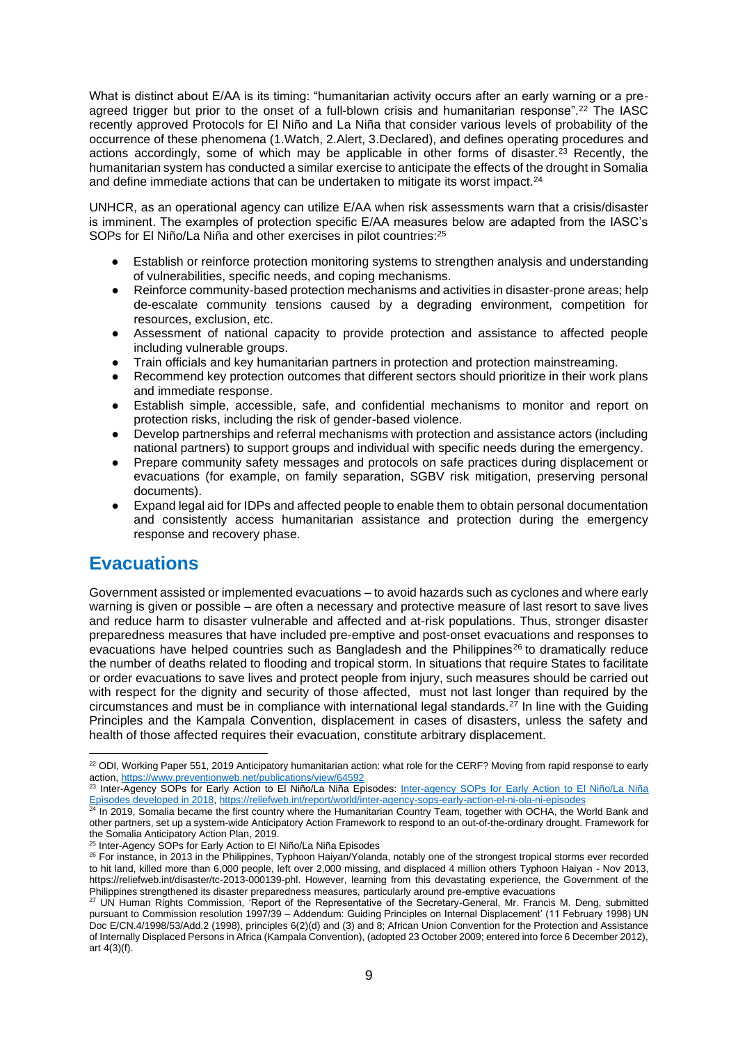What is distinct about E/AA is its timing: "humanitarian activity occurs after an early warning or a pre-agreed trigger but prior to the onset of a full-blown crisis and humanitarian response".[22] The IASC recently approved Protocols for El Niño and La Niña that consider various levels of probability of the occurrence of these phenomena (1.Watch, 2.Alert, 3.Declared), and defines operating procedures and actions accordingly, some of which may be applicable in other forms of disaster.[23] Recently, the humanitarian system has conducted a similar exercise to anticipate the effects of the drought in Somalia and define immediate actions that can be undertaken to mitigate its worst impact.[24]

UNHCR, as an operational agency can utilize E/AA when risk assessments warn that a crisis/disaster is imminent. The examples of protection specific E/AA measures below are adapted from the IASC's SOPs for El Niño/La Niña and other exercises in pilot countries:[25]

- Establish or reinforce protection monitoring systems to strengthen analysis and understanding of vulnerabilities, specific needs, and coping mechanisms.
- Reinforce community-based protection mechanisms and activities in disaster-prone areas; help de-escalate community tensions caused by a degrading environment, competition for resources, exclusion, etc.
- Assessment of national capacity to provide protection and assistance to affected people including vulnerable groups.
- Train officials and key humanitarian partners in protection and protection mainstreaming.
- Recommend key protection outcomes that different sectors should prioritize in their work plans and immediate response.
- Establish simple, accessible, safe, and confidential mechanisms to monitor and report on protection risks, including the risk of gender-based violence.
- Develop partnerships and referral mechanisms with protection and assistance actors (including national partners) to support groups and individual with specific needs during the emergency.
- Prepare community safety messages and protocols on safe practices during displacement or evacuations (for example, on family separation, SGBV risk mitigation, preserving personal documents).
- Expand legal aid for IDPs and affected people to enable them to obtain personal documentation and consistently access humanitarian assistance and protection during the emergency response and recovery phase.

## Evacuations

Government assisted or implemented evacuations – to avoid hazards such as cyclones and where early warning is given or possible – are often a necessary and protective measure of last resort to save lives and reduce harm to disaster vulnerable and affected and at-risk populations. Thus, stronger disaster preparedness measures that have included pre-emptive and post-onset evacuations and responses to evacuations have helped countries such as Bangladesh and the Philippines[26] to dramatically reduce the number of deaths related to flooding and tropical storm. In situations that require States to facilitate or order evacuations to save lives and protect people from injury, such measures should be carried out with respect for the dignity and security of those affected, must not last longer than required by the circumstances and must be in compliance with international legal standards.[27] In line with the Guiding Principles and the Kampala Convention, displacement in cases of disasters, unless the safety and health of those affected requires their evacuation, constitute arbitrary displacement.

---

[22] ODI, Working Paper 551, 2019 Anticipatory humanitarian action: what role for the CERF? Moving from rapid response to early action, https://www.preventionweb.net/publications/view/64592

[23] Inter-Agency SOPs for Early Action to El Niño/La Niña Episodes: Inter-agency SOPs for Early Action to El Niño/La Niña Episodes developed in 2018, https://reliefweb.int/report/world/inter-agency-sops-early-action-el-ni-ola-ni-episodes

[24] In 2019, Somalia became the first country where the Humanitarian Country Team, together with OCHA, the World Bank and other partners, set up a system-wide Anticipatory Action Framework to respond to an out-of-the-ordinary drought. Framework for the Somalia Anticipatory Action Plan, 2019.

[25] Inter-Agency SOPs for Early Action to El Niño/La Niña Episodes

[26] For instance, in 2013 in the Philippines, Typhoon Haiyan/Yolanda, notably one of the strongest tropical storms ever recorded to hit land, killed more than 6,000 people, left over 2,000 missing, and displaced 4 million others Typhoon Haiyan - Nov 2013, https://reliefweb.int/disaster/tc-2013-000139-phl. However, learning from this devastating experience, the Government of the Philippines strengthened its disaster preparedness measures, particularly around pre-emptive evacuations

[27] UN Human Rights Commission, 'Report of the Representative of the Secretary-General, Mr. Francis M. Deng, submitted pursuant to Commission resolution 1997/39 – Addendum: Guiding Principles on Internal Displacement' (11 February 1998) UN Doc E/CN.4/1998/53/Add.2 (1998), principles 6(2)(d) and (3) and 8; African Union Convention for the Protection and Assistance of Internally Displaced Persons in Africa (Kampala Convention), (adopted 23 October 2009; entered into force 6 December 2012), art 4(3)(f).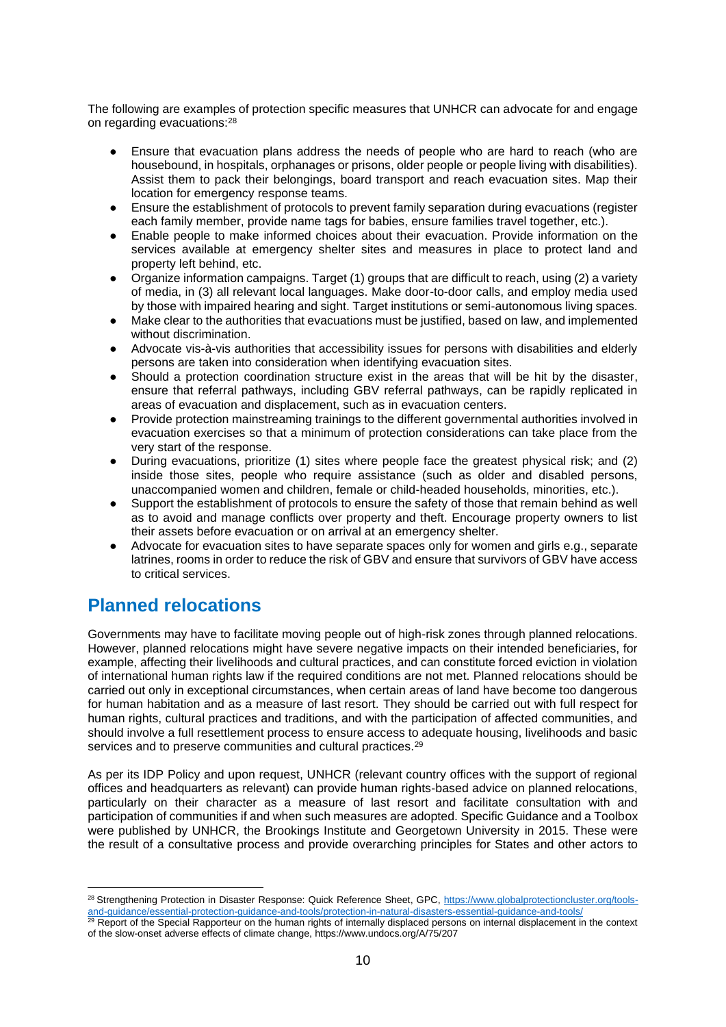The following are examples of protection specific measures that UNHCR can advocate for and engage on regarding evacuations:[28]

- Ensure that evacuation plans address the needs of people who are hard to reach (who are housebound, in hospitals, orphanages or prisons, older people or people living with disabilities). Assist them to pack their belongings, board transport and reach evacuation sites. Map their location for emergency response teams.
- Ensure the establishment of protocols to prevent family separation during evacuations (register each family member, provide name tags for babies, ensure families travel together, etc.).
- Enable people to make informed choices about their evacuation. Provide information on the services available at emergency shelter sites and measures in place to protect land and property left behind, etc.
- Organize information campaigns. Target (1) groups that are difficult to reach, using (2) a variety of media, in (3) all relevant local languages. Make door-to-door calls, and employ media used by those with impaired hearing and sight. Target institutions or semi-autonomous living spaces.
- Make clear to the authorities that evacuations must be justified, based on law, and implemented without discrimination.
- Advocate vis-à-vis authorities that accessibility issues for persons with disabilities and elderly persons are taken into consideration when identifying evacuation sites.
- Should a protection coordination structure exist in the areas that will be hit by the disaster, ensure that referral pathways, including GBV referral pathways, can be rapidly replicated in areas of evacuation and displacement, such as in evacuation centers.
- Provide protection mainstreaming trainings to the different governmental authorities involved in evacuation exercises so that a minimum of protection considerations can take place from the very start of the response.
- During evacuations, prioritize (1) sites where people face the greatest physical risk; and (2) inside those sites, people who require assistance (such as older and disabled persons, unaccompanied women and children, female or child-headed households, minorities, etc.).
- Support the establishment of protocols to ensure the safety of those that remain behind as well as to avoid and manage conflicts over property and theft. Encourage property owners to list their assets before evacuation or on arrival at an emergency shelter.
- Advocate for evacuation sites to have separate spaces only for women and girls e.g., separate latrines, rooms in order to reduce the risk of GBV and ensure that survivors of GBV have access to critical services.

## Planned relocations

Governments may have to facilitate moving people out of high-risk zones through planned relocations. However, planned relocations might have severe negative impacts on their intended beneficiaries, for example, affecting their livelihoods and cultural practices, and can constitute forced eviction in violation of international human rights law if the required conditions are not met. Planned relocations should be carried out only in exceptional circumstances, when certain areas of land have become too dangerous for human habitation and as a measure of last resort. They should be carried out with full respect for human rights, cultural practices and traditions, and with the participation of affected communities, and should involve a full resettlement process to ensure access to adequate housing, livelihoods and basic services and to preserve communities and cultural practices.[29]

As per its IDP Policy and upon request, UNHCR (relevant country offices with the support of regional offices and headquarters as relevant) can provide human rights-based advice on planned relocations, particularly on their character as a measure of last resort and facilitate consultation with and participation of communities if and when such measures are adopted. Specific Guidance and a Toolbox were published by UNHCR, the Brookings Institute and Georgetown University in 2015. These were the result of a consultative process and provide overarching principles for States and other actors to

[28] Strengthening Protection in Disaster Response: Quick Reference Sheet, GPC, https://www.globalprotectioncluster.org/tools-and-guidance/essential-protection-guidance-and-tools/protection-in-natural-disasters-essential-guidance-and-tools/

[29] Report of the Special Rapporteur on the human rights of internally displaced persons on internal displacement in the context of the slow-onset adverse effects of climate change, https://www.undocs.org/A/75/207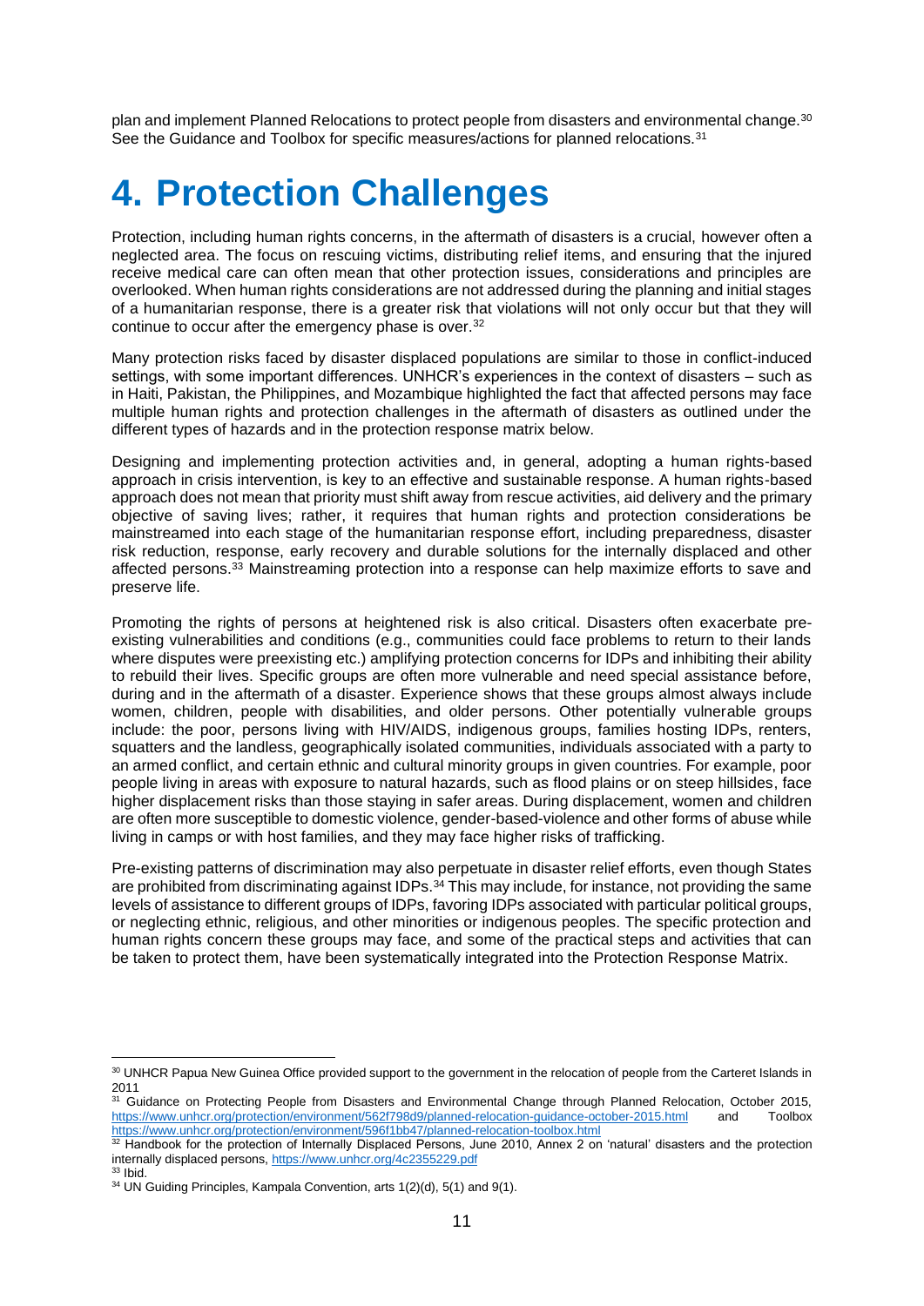plan and implement Planned Relocations to protect people from disasters and environmental change.[30] See the Guidance and Toolbox for specific measures/actions for planned relocations.[31]

# 4. Protection Challenges

Protection, including human rights concerns, in the aftermath of disasters is a crucial, however often a neglected area. The focus on rescuing victims, distributing relief items, and ensuring that the injured receive medical care can often mean that other protection issues, considerations and principles are overlooked. When human rights considerations are not addressed during the planning and initial stages of a humanitarian response, there is a greater risk that violations will not only occur but that they will continue to occur after the emergency phase is over.[32]

Many protection risks faced by disaster displaced populations are similar to those in conflict-induced settings, with some important differences. UNHCR's experiences in the context of disasters – such as in Haiti, Pakistan, the Philippines, and Mozambique highlighted the fact that affected persons may face multiple human rights and protection challenges in the aftermath of disasters as outlined under the different types of hazards and in the protection response matrix below.

Designing and implementing protection activities and, in general, adopting a human rights-based approach in crisis intervention, is key to an effective and sustainable response. A human rights-based approach does not mean that priority must shift away from rescue activities, aid delivery and the primary objective of saving lives; rather, it requires that human rights and protection considerations be mainstreamed into each stage of the humanitarian response effort, including preparedness, disaster risk reduction, response, early recovery and durable solutions for the internally displaced and other affected persons.[33] Mainstreaming protection into a response can help maximize efforts to save and preserve life.

Promoting the rights of persons at heightened risk is also critical. Disasters often exacerbate pre-existing vulnerabilities and conditions (e.g., communities could face problems to return to their lands where disputes were preexisting etc.) amplifying protection concerns for IDPs and inhibiting their ability to rebuild their lives. Specific groups are often more vulnerable and need special assistance before, during and in the aftermath of a disaster. Experience shows that these groups almost always include women, children, people with disabilities, and older persons. Other potentially vulnerable groups include: the poor, persons living with HIV/AIDS, indigenous groups, families hosting IDPs, renters, squatters and the landless, geographically isolated communities, individuals associated with a party to an armed conflict, and certain ethnic and cultural minority groups in given countries. For example, poor people living in areas with exposure to natural hazards, such as flood plains or on steep hillsides, face higher displacement risks than those staying in safer areas. During displacement, women and children are often more susceptible to domestic violence, gender-based-violence and other forms of abuse while living in camps or with host families, and they may face higher risks of trafficking.

Pre-existing patterns of discrimination may also perpetuate in disaster relief efforts, even though States are prohibited from discriminating against IDPs.[34] This may include, for instance, not providing the same levels of assistance to different groups of IDPs, favoring IDPs associated with particular political groups, or neglecting ethnic, religious, and other minorities or indigenous peoples. The specific protection and human rights concern these groups may face, and some of the practical steps and activities that can be taken to protect them, have been systematically integrated into the Protection Response Matrix.

---

[30] UNHCR Papua New Guinea Office provided support to the government in the relocation of people from the Carteret Islands in 2011

[31] Guidance on Protecting People from Disasters and Environmental Change through Planned Relocation, October 2015, https://www.unhcr.org/protection/environment/562f798d9/planned-relocation-guidance-october-2015.html and Toolbox https://www.unhcr.org/protection/environment/596f1bb47/planned-relocation-toolbox.html

[32] Handbook for the protection of Internally Displaced Persons, June 2010, Annex 2 on 'natural' disasters and the protection internally displaced persons, https://www.unhcr.org/4c2355229.pdf

[33] Ibid.

[34] UN Guiding Principles, Kampala Convention, arts 1(2)(d), 5(1) and 9(1).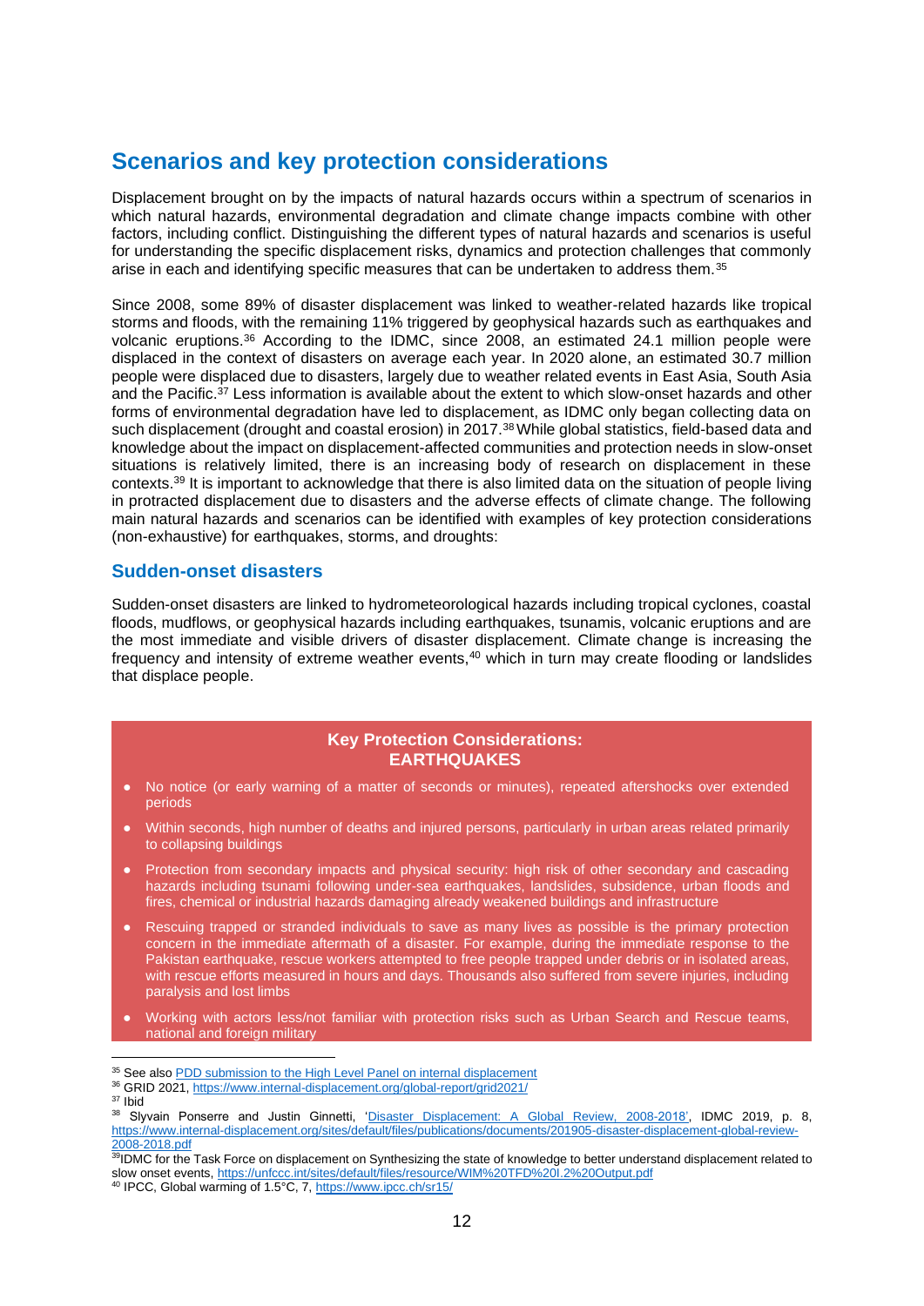## Scenarios and key protection considerations

Displacement brought on by the impacts of natural hazards occurs within a spectrum of scenarios in which natural hazards, environmental degradation and climate change impacts combine with other factors, including conflict. Distinguishing the different types of natural hazards and scenarios is useful for understanding the specific displacement risks, dynamics and protection challenges that commonly arise in each and identifying specific measures that can be undertaken to address them.[35]

Since 2008, some 89% of disaster displacement was linked to weather-related hazards like tropical storms and floods, with the remaining 11% triggered by geophysical hazards such as earthquakes and volcanic eruptions.[36] According to the IDMC, since 2008, an estimated 24.1 million people were displaced in the context of disasters on average each year. In 2020 alone, an estimated 30.7 million people were displaced due to disasters, largely due to weather related events in East Asia, South Asia and the Pacific.[37] Less information is available about the extent to which slow-onset hazards and other forms of environmental degradation have led to displacement, as IDMC only began collecting data on such displacement (drought and coastal erosion) in 2017.[38] While global statistics, field-based data and knowledge about the impact on displacement-affected communities and protection needs in slow-onset situations is relatively limited, there is an increasing body of research on displacement in these contexts.[39] It is important to acknowledge that there is also limited data on the situation of people living in protracted displacement due to disasters and the adverse effects of climate change. The following main natural hazards and scenarios can be identified with examples of key protection considerations (non-exhaustive) for earthquakes, storms, and droughts:

### Sudden-onset disasters

Sudden-onset disasters are linked to hydrometeorological hazards including tropical cyclones, coastal floods, mudflows, or geophysical hazards including earthquakes, tsunamis, volcanic eruptions and are the most immediate and visible drivers of disaster displacement. Climate change is increasing the frequency and intensity of extreme weather events,[40] which in turn may create flooding or landslides that displace people.

**Key Protection Considerations: EARTHQUAKES**

- No notice (or early warning of a matter of seconds or minutes), repeated aftershocks over extended periods
- Within seconds, high number of deaths and injured persons, particularly in urban areas related primarily to collapsing buildings
- Protection from secondary impacts and physical security: high risk of other secondary and cascading hazards including tsunami following under-sea earthquakes, landslides, subsidence, urban floods and fires, chemical or industrial hazards damaging already weakened buildings and infrastructure
- Rescuing trapped or stranded individuals to save as many lives as possible is the primary protection concern in the immediate aftermath of a disaster. For example, during the immediate response to the Pakistan earthquake, rescue workers attempted to free people trapped under debris or in isolated areas, with rescue efforts measured in hours and days. Thousands also suffered from severe injuries, including paralysis and lost limbs
- Working with actors less/not familiar with protection risks such as Urban Search and Rescue teams, national and foreign military

---

[35] See also PDD submission to the High Level Panel on internal displacement

[36] GRID 2021, https://www.internal-displacement.org/global-report/grid2021/

[37] Ibid

[38] Slyvain Ponserre and Justin Ginnetti, 'Disaster Displacement: A Global Review, 2008-2018', IDMC 2019, p. 8, https://www.internal-displacement.org/sites/default/files/publications/documents/201905-disaster-displacement-global-review-2008-2018.pdf

[39] IDMC for the Task Force on displacement on Synthesizing the state of knowledge to better understand displacement related to slow onset events, https://unfccc.int/sites/default/files/resource/WIM%20TFD%20I.2%20Output.pdf

[40] IPCC, Global warming of 1.5°C, 7, https://www.ipcc.ch/sr15/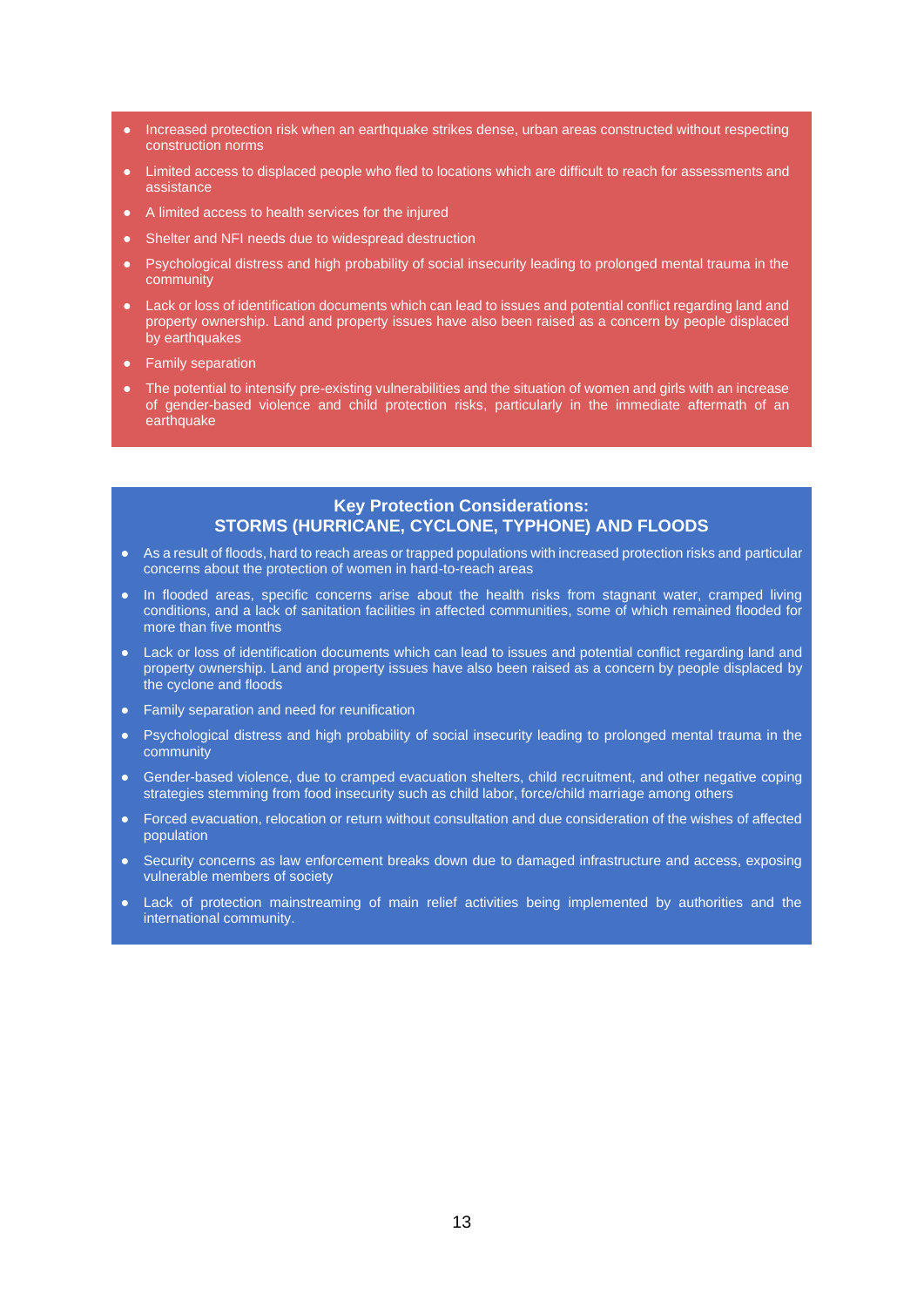- Increased protection risk when an earthquake strikes dense, urban areas constructed without respecting construction norms
- Limited access to displaced people who fled to locations which are difficult to reach for assessments and assistance
- A limited access to health services for the injured
- Shelter and NFI needs due to widespread destruction
- Psychological distress and high probability of social insecurity leading to prolonged mental trauma in the community
- Lack or loss of identification documents which can lead to issues and potential conflict regarding land and property ownership. Land and property issues have also been raised as a concern by people displaced by earthquakes
- Family separation
- The potential to intensify pre-existing vulnerabilities and the situation of women and girls with an increase of gender-based violence and child protection risks, particularly in the immediate aftermath of an earthquake

### Key Protection Considerations: STORMS (HURRICANE, CYCLONE, TYPHONE) AND FLOODS

- As a result of floods, hard to reach areas or trapped populations with increased protection risks and particular concerns about the protection of women in hard-to-reach areas
- In flooded areas, specific concerns arise about the health risks from stagnant water, cramped living conditions, and a lack of sanitation facilities in affected communities, some of which remained flooded for more than five months
- Lack or loss of identification documents which can lead to issues and potential conflict regarding land and property ownership. Land and property issues have also been raised as a concern by people displaced by the cyclone and floods
- Family separation and need for reunification
- Psychological distress and high probability of social insecurity leading to prolonged mental trauma in the community
- Gender-based violence, due to cramped evacuation shelters, child recruitment, and other negative coping strategies stemming from food insecurity such as child labor, force/child marriage among others
- Forced evacuation, relocation or return without consultation and due consideration of the wishes of affected population
- Security concerns as law enforcement breaks down due to damaged infrastructure and access, exposing vulnerable members of society
- Lack of protection mainstreaming of main relief activities being implemented by authorities and the international community.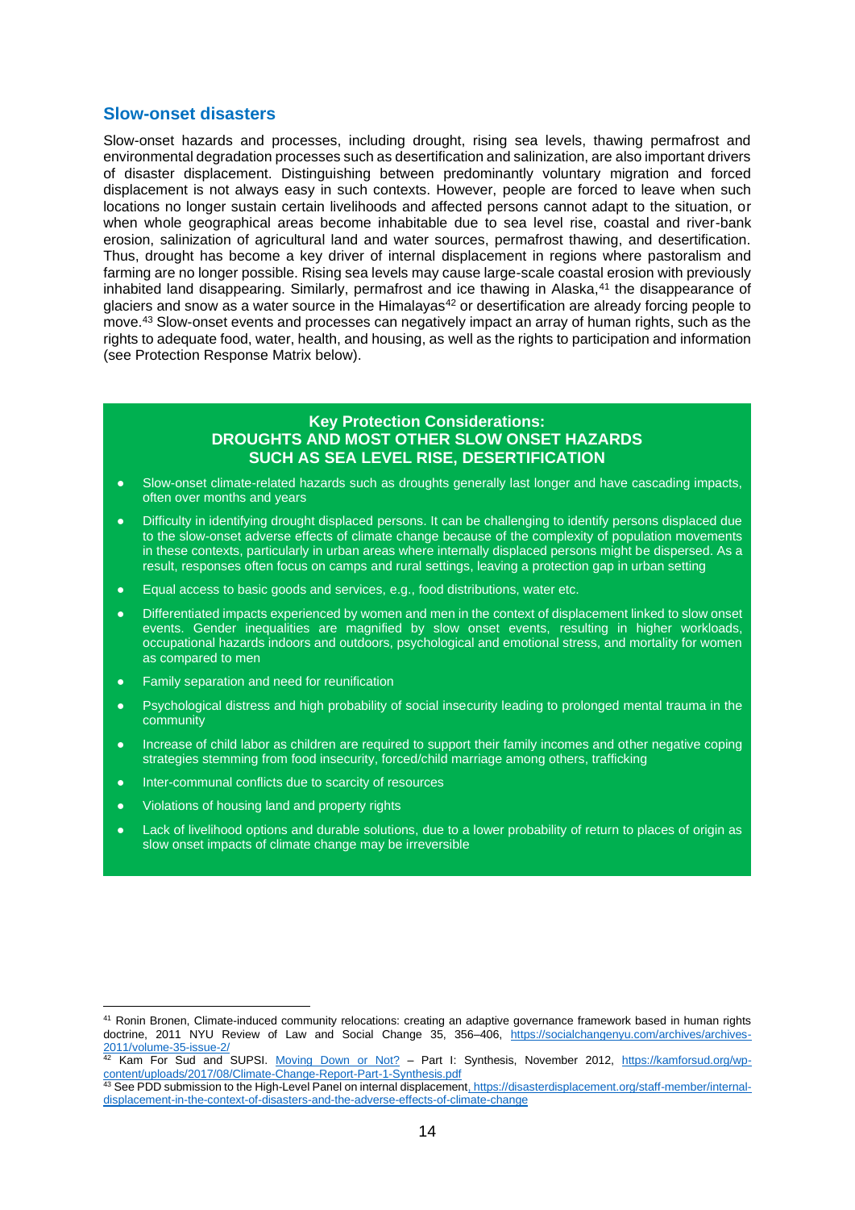## Slow-onset disasters

Slow-onset hazards and processes, including drought, rising sea levels, thawing permafrost and environmental degradation processes such as desertification and salinization, are also important drivers of disaster displacement. Distinguishing between predominantly voluntary migration and forced displacement is not always easy in such contexts. However, people are forced to leave when such locations no longer sustain certain livelihoods and affected persons cannot adapt to the situation, or when whole geographical areas become inhabitable due to sea level rise, coastal and river-bank erosion, salinization of agricultural land and water sources, permafrost thawing, and desertification. Thus, drought has become a key driver of internal displacement in regions where pastoralism and farming are no longer possible. Rising sea levels may cause large-scale coastal erosion with previously inhabited land disappearing. Similarly, permafrost and ice thawing in Alaska,[41] the disappearance of glaciers and snow as a water source in the Himalayas[42] or desertification are already forcing people to move.[43] Slow-onset events and processes can negatively impact an array of human rights, such as the rights to adequate food, water, health, and housing, as well as the rights to participation and information (see Protection Response Matrix below).

### Key Protection Considerations: DROUGHTS AND MOST OTHER SLOW ONSET HAZARDS SUCH AS SEA LEVEL RISE, DESERTIFICATION

- Slow-onset climate-related hazards such as droughts generally last longer and have cascading impacts, often over months and years
- Difficulty in identifying drought displaced persons. It can be challenging to identify persons displaced due to the slow-onset adverse effects of climate change because of the complexity of population movements in these contexts, particularly in urban areas where internally displaced persons might be dispersed. As a result, responses often focus on camps and rural settings, leaving a protection gap in urban setting
- Equal access to basic goods and services, e.g., food distributions, water etc.
- Differentiated impacts experienced by women and men in the context of displacement linked to slow onset events. Gender inequalities are magnified by slow onset events, resulting in higher workloads, occupational hazards indoors and outdoors, psychological and emotional stress, and mortality for women as compared to men
- Family separation and need for reunification
- Psychological distress and high probability of social insecurity leading to prolonged mental trauma in the community
- Increase of child labor as children are required to support their family incomes and other negative coping strategies stemming from food insecurity, forced/child marriage among others, trafficking
- Inter-communal conflicts due to scarcity of resources
- Violations of housing land and property rights
- Lack of livelihood options and durable solutions, due to a lower probability of return to places of origin as slow onset impacts of climate change may be irreversible

---

[41] Ronin Bronen, Climate-induced community relocations: creating an adaptive governance framework based in human rights doctrine, 2011 NYU Review of Law and Social Change 35, 356–406, https://socialchangenyu.com/archives/archives-2011/volume-35-issue-2/

[42] Kam For Sud and SUPSI. Moving Down or Not? – Part I: Synthesis, November 2012, https://kamforsud.org/wp-content/uploads/2017/08/Climate-Change-Report-Part-1-Synthesis.pdf

[43] See PDD submission to the High-Level Panel on internal displacement, https://disasterdisplacement.org/staff-member/internal-displacement-in-the-context-of-disasters-and-the-adverse-effects-of-climate-change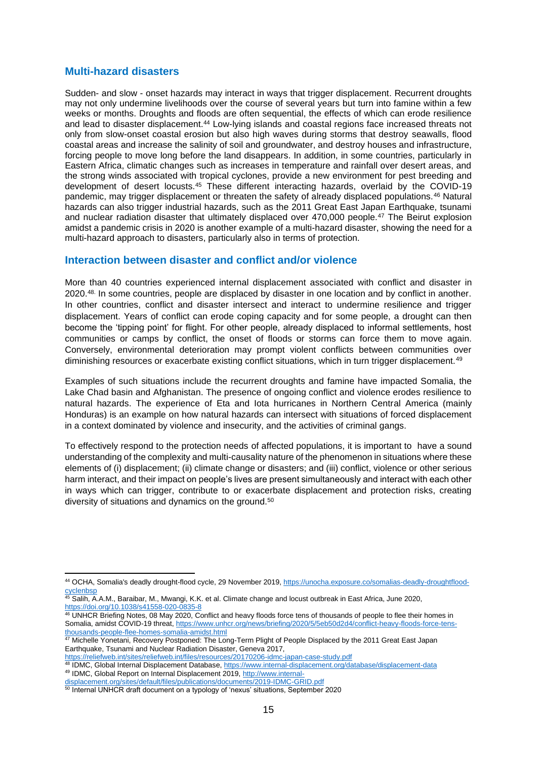## Multi-hazard disasters

Sudden- and slow - onset hazards may interact in ways that trigger displacement. Recurrent droughts may not only undermine livelihoods over the course of several years but turn into famine within a few weeks or months. Droughts and floods are often sequential, the effects of which can erode resilience and lead to disaster displacement.[44] Low-lying islands and coastal regions face increased threats not only from slow-onset coastal erosion but also high waves during storms that destroy seawalls, flood coastal areas and increase the salinity of soil and groundwater, and destroy houses and infrastructure, forcing people to move long before the land disappears. In addition, in some countries, particularly in Eastern Africa, climatic changes such as increases in temperature and rainfall over desert areas, and the strong winds associated with tropical cyclones, provide a new environment for pest breeding and development of desert locusts.[45] These different interacting hazards, overlaid by the COVID-19 pandemic, may trigger displacement or threaten the safety of already displaced populations.[46] Natural hazards can also trigger industrial hazards, such as the 2011 Great East Japan Earthquake, tsunami and nuclear radiation disaster that ultimately displaced over 470,000 people.[47] The Beirut explosion amidst a pandemic crisis in 2020 is another example of a multi-hazard disaster, showing the need for a multi-hazard approach to disasters, particularly also in terms of protection.

## Interaction between disaster and conflict and/or violence

More than 40 countries experienced internal displacement associated with conflict and disaster in 2020.[48] In some countries, people are displaced by disaster in one location and by conflict in another. In other countries, conflict and disaster intersect and interact to undermine resilience and trigger displacement. Years of conflict can erode coping capacity and for some people, a drought can then become the 'tipping point' for flight. For other people, already displaced to informal settlements, host communities or camps by conflict, the onset of floods or storms can force them to move again. Conversely, environmental deterioration may prompt violent conflicts between communities over diminishing resources or exacerbate existing conflict situations, which in turn trigger displacement.[49]

Examples of such situations include the recurrent droughts and famine have impacted Somalia, the Lake Chad basin and Afghanistan. The presence of ongoing conflict and violence erodes resilience to natural hazards. The experience of Eta and Iota hurricanes in Northern Central America (mainly Honduras) is an example on how natural hazards can intersect with situations of forced displacement in a context dominated by violence and insecurity, and the activities of criminal gangs.

To effectively respond to the protection needs of affected populations, it is important to have a sound understanding of the complexity and multi-causality nature of the phenomenon in situations where these elements of (i) displacement; (ii) climate change or disasters; and (iii) conflict, violence or other serious harm interact, and their impact on people's lives are present simultaneously and interact with each other in ways which can trigger, contribute to or exacerbate displacement and protection risks, creating diversity of situations and dynamics on the ground.[50]

---

[44] OCHA, Somalia's deadly drought-flood cycle, 29 November 2019, https://unocha.exposure.co/somalias-deadly-droughtflood-cyclenbsp

[45] Salih, A.A.M., Baraibar, M., Mwangi, K.K. et al. Climate change and locust outbreak in East Africa, June 2020, https://doi.org/10.1038/s41558-020-0835-8

[46] UNHCR Briefing Notes, 08 May 2020, Conflict and heavy floods force tens of thousands of people to flee their homes in Somalia, amidst COVID-19 threat, https://www.unhcr.org/news/briefing/2020/5/5eb50d2d4/conflict-heavy-floods-force-tens-thousands-people-flee-homes-somalia-amidst.html

[47] Michelle Yonetani, Recovery Postponed: The Long-Term Plight of People Displaced by the 2011 Great East Japan Earthquake, Tsunami and Nuclear Radiation Disaster, Geneva 2017, https://reliefweb.int/sites/reliefweb.int/files/resources/20170206-idmc-japan-case-study.pdf

[48] IDMC, Global Internal Displacement Database, https://www.internal-displacement.org/database/displacement-data

[49] IDMC, Global Report on Internal Displacement 2019, http://www.internal-displacement.org/sites/default/files/publications/documents/2019-IDMC-GRID.pdf

[50] Internal UNHCR draft document on a typology of 'nexus' situations, September 2020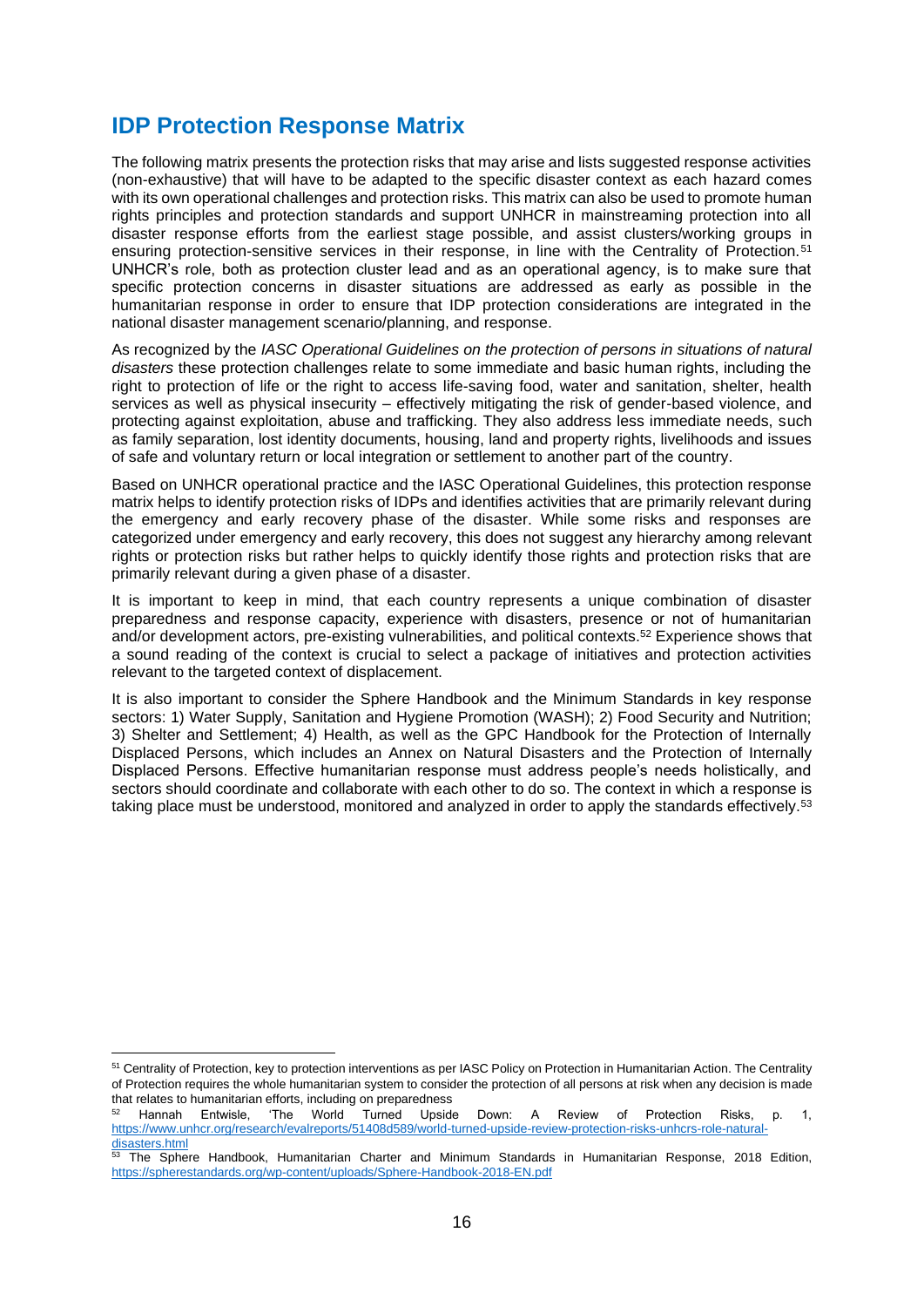## IDP Protection Response Matrix

The following matrix presents the protection risks that may arise and lists suggested response activities (non-exhaustive) that will have to be adapted to the specific disaster context as each hazard comes with its own operational challenges and protection risks. This matrix can also be used to promote human rights principles and protection standards and support UNHCR in mainstreaming protection into all disaster response efforts from the earliest stage possible, and assist clusters/working groups in ensuring protection-sensitive services in their response, in line with the Centrality of Protection.[51] UNHCR's role, both as protection cluster lead and as an operational agency, is to make sure that specific protection concerns in disaster situations are addressed as early as possible in the humanitarian response in order to ensure that IDP protection considerations are integrated in the national disaster management scenario/planning, and response.

As recognized by the *IASC Operational Guidelines on the protection of persons in situations of natural disasters* these protection challenges relate to some immediate and basic human rights, including the right to protection of life or the right to access life-saving food, water and sanitation, shelter, health services as well as physical insecurity – effectively mitigating the risk of gender-based violence, and protecting against exploitation, abuse and trafficking. They also address less immediate needs, such as family separation, lost identity documents, housing, land and property rights, livelihoods and issues of safe and voluntary return or local integration or settlement to another part of the country.

Based on UNHCR operational practice and the IASC Operational Guidelines, this protection response matrix helps to identify protection risks of IDPs and identifies activities that are primarily relevant during the emergency and early recovery phase of the disaster. While some risks and responses are categorized under emergency and early recovery, this does not suggest any hierarchy among relevant rights or protection risks but rather helps to quickly identify those rights and protection risks that are primarily relevant during a given phase of a disaster.

It is important to keep in mind, that each country represents a unique combination of disaster preparedness and response capacity, experience with disasters, presence or not of humanitarian and/or development actors, pre-existing vulnerabilities, and political contexts.[52] Experience shows that a sound reading of the context is crucial to select a package of initiatives and protection activities relevant to the targeted context of displacement.

It is also important to consider the Sphere Handbook and the Minimum Standards in key response sectors: 1) Water Supply, Sanitation and Hygiene Promotion (WASH); 2) Food Security and Nutrition; 3) Shelter and Settlement; 4) Health, as well as the GPC Handbook for the Protection of Internally Displaced Persons, which includes an Annex on Natural Disasters and the Protection of Internally Displaced Persons. Effective humanitarian response must address people's needs holistically, and sectors should coordinate and collaborate with each other to do so. The context in which a response is taking place must be understood, monitored and analyzed in order to apply the standards effectively.[53]

---

[51] Centrality of Protection, key to protection interventions as per IASC Policy on Protection in Humanitarian Action. The Centrality of Protection requires the whole humanitarian system to consider the protection of all persons at risk when any decision is made that relates to humanitarian efforts, including on preparedness

[52] Hannah Entwisle, 'The World Turned Upside Down: A Review of Protection Risks, p. 1, https://www.unhcr.org/research/evalreports/51408d589/world-turned-upside-review-protection-risks-unhcrs-role-natural-disasters.html

[53] The Sphere Handbook, Humanitarian Charter and Minimum Standards in Humanitarian Response, 2018 Edition, https://spherestandards.org/wp-content/uploads/Sphere-Handbook-2018-EN.pdf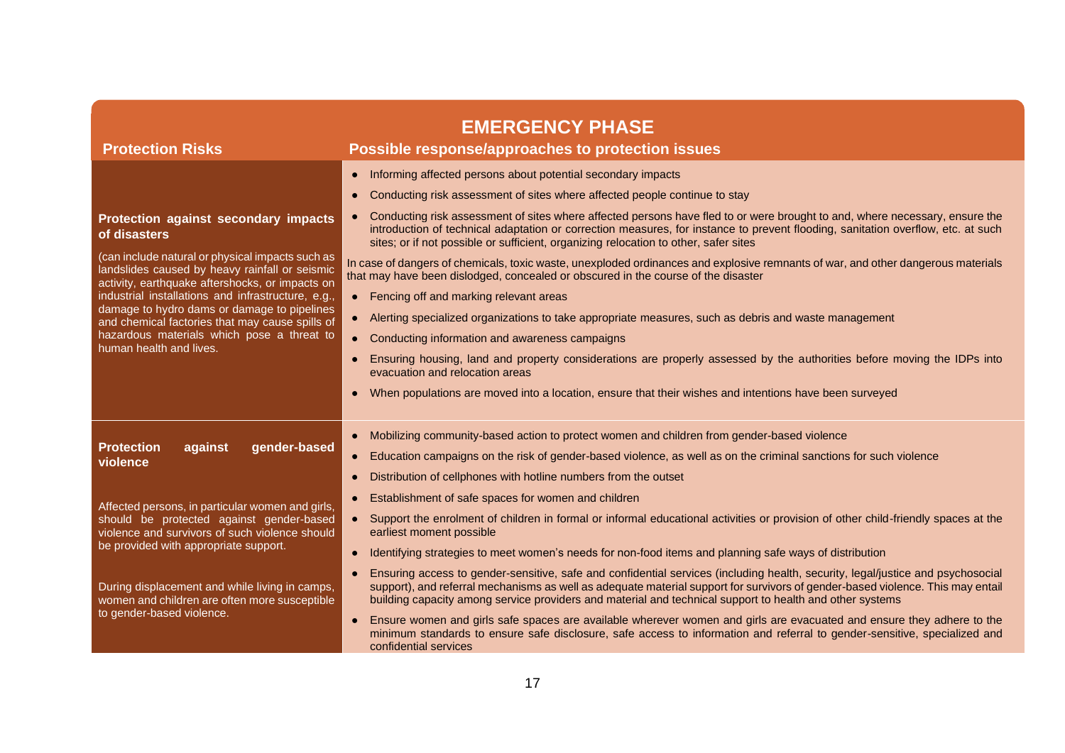| EMERGENCY PHASE | |
|---|---|
| **Protection Risks** | **Possible response/approaches to protection issues** |
| **Protection against secondary impacts of disasters**<br><br>(can include natural or physical impacts such as landslides caused by heavy rainfall or seismic activity, earthquake aftershocks, or impacts on industrial installations and infrastructure, e.g., damage to hydro dams or damage to pipelines and chemical factories that may cause spills of hazardous materials which pose a threat to human health and lives. | • Informing affected persons about potential secondary impacts<br>• Conducting risk assessment of sites where affected people continue to stay<br>• Conducting risk assessment of sites where affected persons have fled to or were brought to and, where necessary, ensure the introduction of technical adaptation or correction measures, for instance to prevent flooding, sanitation overflow, etc. at such sites; or if not possible or sufficient, organizing relocation to other, safer sites<br><br>In case of dangers of chemicals, toxic waste, unexploded ordinances and explosive remnants of war, and other dangerous materials that may have been dislodged, concealed or obscured in the course of the disaster<br>• Fencing off and marking relevant areas<br>• Alerting specialized organizations to take appropriate measures, such as debris and waste management<br>• Conducting information and awareness campaigns<br>• Ensuring housing, land and property considerations are properly assessed by the authorities before moving the IDPs into evacuation and relocation areas<br>• When populations are moved into a location, ensure that their wishes and intentions have been surveyed |
| **Protection against gender-based violence**<br><br>Affected persons, in particular women and girls, should be protected against gender-based violence and survivors of such violence should be provided with appropriate support.<br><br>During displacement and while living in camps, women and children are often more susceptible to gender-based violence. | • Mobilizing community-based action to protect women and children from gender-based violence<br>• Education campaigns on the risk of gender-based violence, as well as on the criminal sanctions for such violence<br>• Distribution of cellphones with hotline numbers from the outset<br>• Establishment of safe spaces for women and children<br>• Support the enrolment of children in formal or informal educational activities or provision of other child-friendly spaces at the earliest moment possible<br>• Identifying strategies to meet women's needs for non-food items and planning safe ways of distribution<br>• Ensuring access to gender-sensitive, safe and confidential services (including health, security, legal/justice and psychosocial support), and referral mechanisms as well as adequate material support for survivors of gender-based violence. This may entail building capacity among service providers and material and technical support to health and other systems<br>• Ensure women and girls safe spaces are available wherever women and girls are evacuated and ensure they adhere to the minimum standards to ensure safe disclosure, safe access to information and referral to gender-sensitive, specialized and confidential services |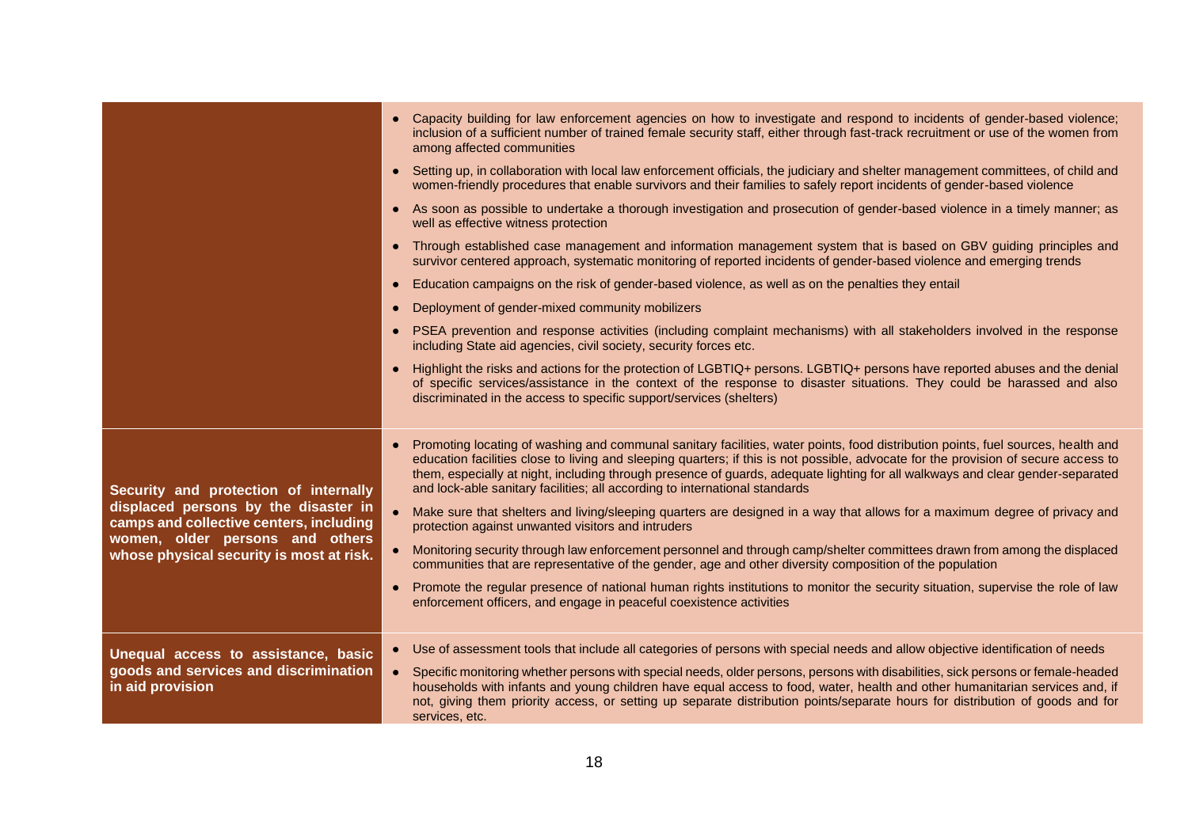| | |
|---|---|
| | • Capacity building for law enforcement agencies on how to investigate and respond to incidents of gender-based violence; inclusion of a sufficient number of trained female security staff, either through fast-track recruitment or use of the women from among affected communities<br>• Setting up, in collaboration with local law enforcement officials, the judiciary and shelter management committees, of child and women-friendly procedures that enable survivors and their families to safely report incidents of gender-based violence<br>• As soon as possible to undertake a thorough investigation and prosecution of gender-based violence in a timely manner; as well as effective witness protection<br>• Through established case management and information management system that is based on GBV guiding principles and survivor centered approach, systematic monitoring of reported incidents of gender-based violence and emerging trends<br>• Education campaigns on the risk of gender-based violence, as well as on the penalties they entail<br>• Deployment of gender-mixed community mobilizers<br>• PSEA prevention and response activities (including complaint mechanisms) with all stakeholders involved in the response including State aid agencies, civil society, security forces etc.<br>• Highlight the risks and actions for the protection of LGBTIQ+ persons. LGBTIQ+ persons have reported abuses and the denial of specific services/assistance in the context of the response to disaster situations. They could be harassed and also discriminated in the access to specific support/services (shelters) |
| **Security and protection of internally displaced persons by the disaster in camps and collective centers, including women, older persons and others whose physical security is most at risk.** | • Promoting locating of washing and communal sanitary facilities, water points, food distribution points, fuel sources, health and education facilities close to living and sleeping quarters; if this is not possible, advocate for the provision of secure access to them, especially at night, including through presence of guards, adequate lighting for all walkways and clear gender-separated and lock-able sanitary facilities; all according to international standards<br>• Make sure that shelters and living/sleeping quarters are designed in a way that allows for a maximum degree of privacy and protection against unwanted visitors and intruders<br>• Monitoring security through law enforcement personnel and through camp/shelter committees drawn from among the displaced communities that are representative of the gender, age and other diversity composition of the population<br>• Promote the regular presence of national human rights institutions to monitor the security situation, supervise the role of law enforcement officers, and engage in peaceful coexistence activities |
| **Unequal access to assistance, basic goods and services and discrimination in aid provision** | • Use of assessment tools that include all categories of persons with special needs and allow objective identification of needs<br>• Specific monitoring whether persons with special needs, older persons, persons with disabilities, sick persons or female-headed households with infants and young children have equal access to food, water, health and other humanitarian services and, if not, giving them priority access, or setting up separate distribution points/separate hours for distribution of goods and for services, etc. |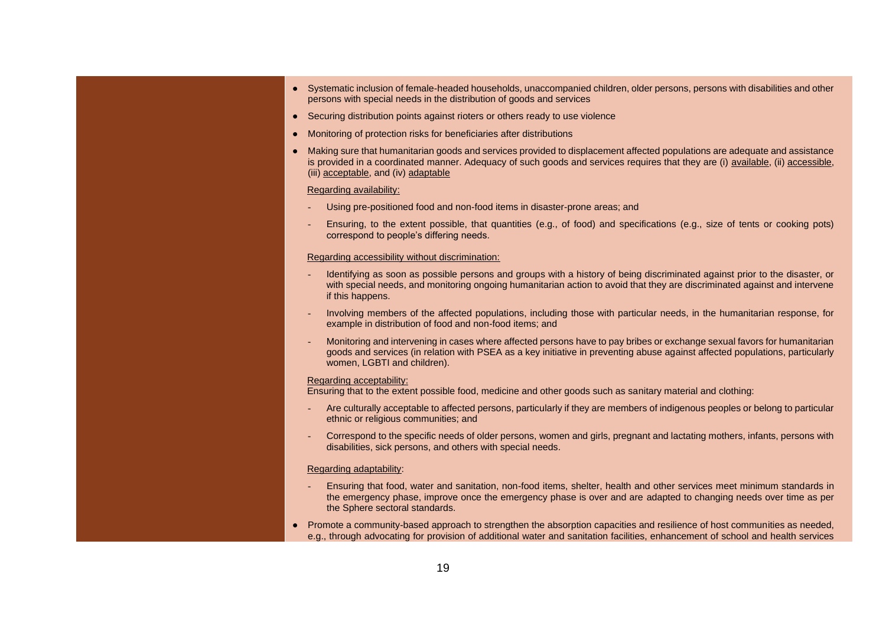- Systematic inclusion of female-headed households, unaccompanied children, older persons, persons with disabilities and other persons with special needs in the distribution of goods and services
- Securing distribution points against rioters or others ready to use violence
- Monitoring of protection risks for beneficiaries after distributions
- Making sure that humanitarian goods and services provided to displacement affected populations are adequate and assistance is provided in a coordinated manner. Adequacy of such goods and services requires that they are (i) <u>available</u>, (ii) <u>accessible</u>, (iii) <u>acceptable</u>, and (iv) <u>adaptable</u>

  <u>Regarding availability:</u>

  - Using pre-positioned food and non-food items in disaster-prone areas; and
  - Ensuring, to the extent possible, that quantities (e.g., of food) and specifications (e.g., size of tents or cooking pots) correspond to people's differing needs.

  <u>Regarding accessibility without discrimination:</u>

  - Identifying as soon as possible persons and groups with a history of being discriminated against prior to the disaster, or with special needs, and monitoring ongoing humanitarian action to avoid that they are discriminated against and intervene if this happens.
  - Involving members of the affected populations, including those with particular needs, in the humanitarian response, for example in distribution of food and non-food items; and
  - Monitoring and intervening in cases where affected persons have to pay bribes or exchange sexual favors for humanitarian goods and services (in relation with PSEA as a key initiative in preventing abuse against affected populations, particularly women, LGBTI and children).

  <u>Regarding acceptability:</u>
  Ensuring that to the extent possible food, medicine and other goods such as sanitary material and clothing:

  - Are culturally acceptable to affected persons, particularly if they are members of indigenous peoples or belong to particular ethnic or religious communities; and
  - Correspond to the specific needs of older persons, women and girls, pregnant and lactating mothers, infants, persons with disabilities, sick persons, and others with special needs.

  <u>Regarding adaptability</u>:

  - Ensuring that food, water and sanitation, non-food items, shelter, health and other services meet minimum standards in the emergency phase, improve once the emergency phase is over and are adapted to changing needs over time as per the Sphere sectoral standards.
- Promote a community-based approach to strengthen the absorption capacities and resilience of host communities as needed, e.g., through advocating for provision of additional water and sanitation facilities, enhancement of school and health services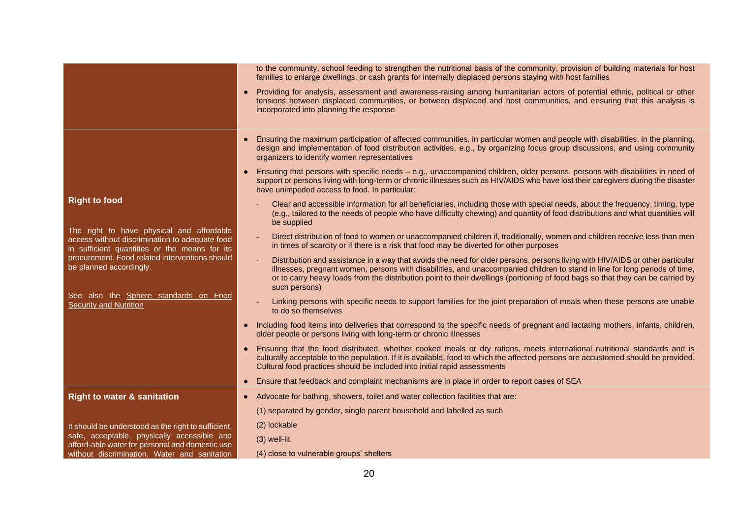| | |
|---|---|
| | to the community, school feeding to strengthen the nutritional basis of the community, provision of building materials for host families to enlarge dwellings, or cash grants for internally displaced persons staying with host families<br><br>● Providing for analysis, assessment and awareness-raising among humanitarian actors of potential ethnic, political or other tensions between displaced communities, or between displaced and host communities, and ensuring that this analysis is incorporated into planning the response |
| **Right to food**<br><br>The right to have physical and affordable access without discrimination to adequate food in sufficient quantities or the means for its procurement. Food related interventions should be planned accordingly.<br><br>See also the Sphere standards on Food Security and Nutrition | ● Ensuring the maximum participation of affected communities, in particular women and people with disabilities, in the planning, design and implementation of food distribution activities, e.g., by organizing focus group discussions, and using community organizers to identify women representatives<br><br>● Ensuring that persons with specific needs – e.g., unaccompanied children, older persons, persons with disabilities in need of support or persons living with long-term or chronic illnesses such as HIV/AIDS who have lost their caregivers during the disaster have unimpeded access to food. In particular:<br>- Clear and accessible information for all beneficiaries, including those with special needs, about the frequency, timing, type (e.g., tailored to the needs of people who have difficulty chewing) and quantity of food distributions and what quantities will be supplied<br>- Direct distribution of food to women or unaccompanied children if, traditionally, women and children receive less than men in times of scarcity or if there is a risk that food may be diverted for other purposes<br>- Distribution and assistance in a way that avoids the need for older persons, persons living with HIV/AIDS or other particular illnesses, pregnant women, persons with disabilities, and unaccompanied children to stand in line for long periods of time, or to carry heavy loads from the distribution point to their dwellings (portioning of food bags so that they can be carried by such persons)<br>- Linking persons with specific needs to support families for the joint preparation of meals when these persons are unable to do so themselves<br><br>● Including food items into deliveries that correspond to the specific needs of pregnant and lactating mothers, infants, children, older people or persons living with long-term or chronic illnesses<br><br>● Ensuring that the food distributed, whether cooked meals or dry rations, meets international nutritional standards and is culturally acceptable to the population. If it is available, food to which the affected persons are accustomed should be provided. Cultural food practices should be included into initial rapid assessments<br><br>● Ensure that feedback and complaint mechanisms are in place in order to report cases of SEA |
| **Right to water & sanitation**<br><br>It should be understood as the right to sufficient, safe, acceptable, physically accessible and afford-able water for personal and domestic use without discrimination. Water and sanitation | ● Advocate for bathing, showers, toilet and water collection facilities that are:<br>(1) separated by gender, single parent household and labelled as such<br>(2) lockable<br>(3) well-lit<br>(4) close to vulnerable groups' shelters |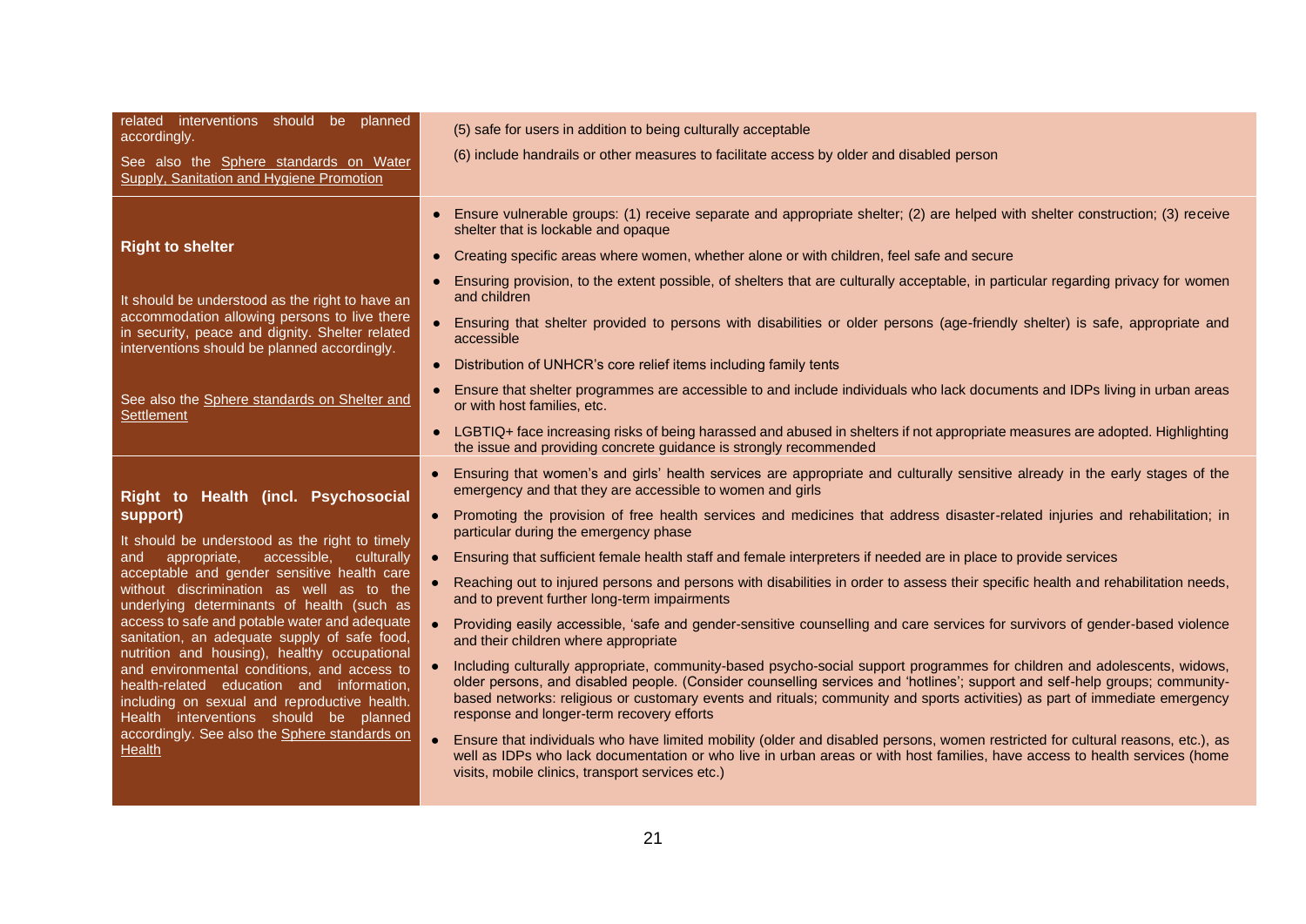| | |
|---|---|
| related interventions should be planned accordingly.<br><br>See also the Sphere standards on Water Supply, Sanitation and Hygiene Promotion | (5) safe for users in addition to being culturally acceptable<br><br>(6) include handrails or other measures to facilitate access by older and disabled person |
| **Right to shelter**<br><br>It should be understood as the right to have an accommodation allowing persons to live there in security, peace and dignity. Shelter related interventions should be planned accordingly.<br><br>See also the Sphere standards on Shelter and Settlement | • Ensure vulnerable groups: (1) receive separate and appropriate shelter; (2) are helped with shelter construction; (3) receive shelter that is lockable and opaque<br>• Creating specific areas where women, whether alone or with children, feel safe and secure<br>• Ensuring provision, to the extent possible, of shelters that are culturally acceptable, in particular regarding privacy for women and children<br>• Ensuring that shelter provided to persons with disabilities or older persons (age-friendly shelter) is safe, appropriate and accessible<br>• Distribution of UNHCR's core relief items including family tents<br>• Ensure that shelter programmes are accessible to and include individuals who lack documents and IDPs living in urban areas or with host families, etc.<br>• LGBTIQ+ face increasing risks of being harassed and abused in shelters if not appropriate measures are adopted. Highlighting the issue and providing concrete guidance is strongly recommended |
| **Right to Health (incl. Psychosocial support)**<br><br>It should be understood as the right to timely and appropriate, accessible, culturally acceptable and gender sensitive health care without discrimination as well as to the underlying determinants of health (such as access to safe and potable water and adequate sanitation, an adequate supply of safe food, nutrition and housing), healthy occupational and environmental conditions, and access to health-related education and information, including on sexual and reproductive health. Health interventions should be planned accordingly. See also the Sphere standards on Health | • Ensuring that women's and girls' health services are appropriate and culturally sensitive already in the early stages of the emergency and that they are accessible to women and girls<br>• Promoting the provision of free health services and medicines that address disaster-related injuries and rehabilitation; in particular during the emergency phase<br>• Ensuring that sufficient female health staff and female interpreters if needed are in place to provide services<br>• Reaching out to injured persons and persons with disabilities in order to assess their specific health and rehabilitation needs, and to prevent further long-term impairments<br>• Providing easily accessible, 'safe and gender-sensitive counselling and care services for survivors of gender-based violence and their children where appropriate<br>• Including culturally appropriate, community-based psycho-social support programmes for children and adolescents, widows, older persons, and disabled people. (Consider counselling services and 'hotlines'; support and self-help groups; community-based networks: religious or customary events and rituals; community and sports activities) as part of immediate emergency response and longer-term recovery efforts<br>• Ensure that individuals who have limited mobility (older and disabled persons, women restricted for cultural reasons, etc.), as well as IDPs who lack documentation or who live in urban areas or with host families, have access to health services (home visits, mobile clinics, transport services etc.) |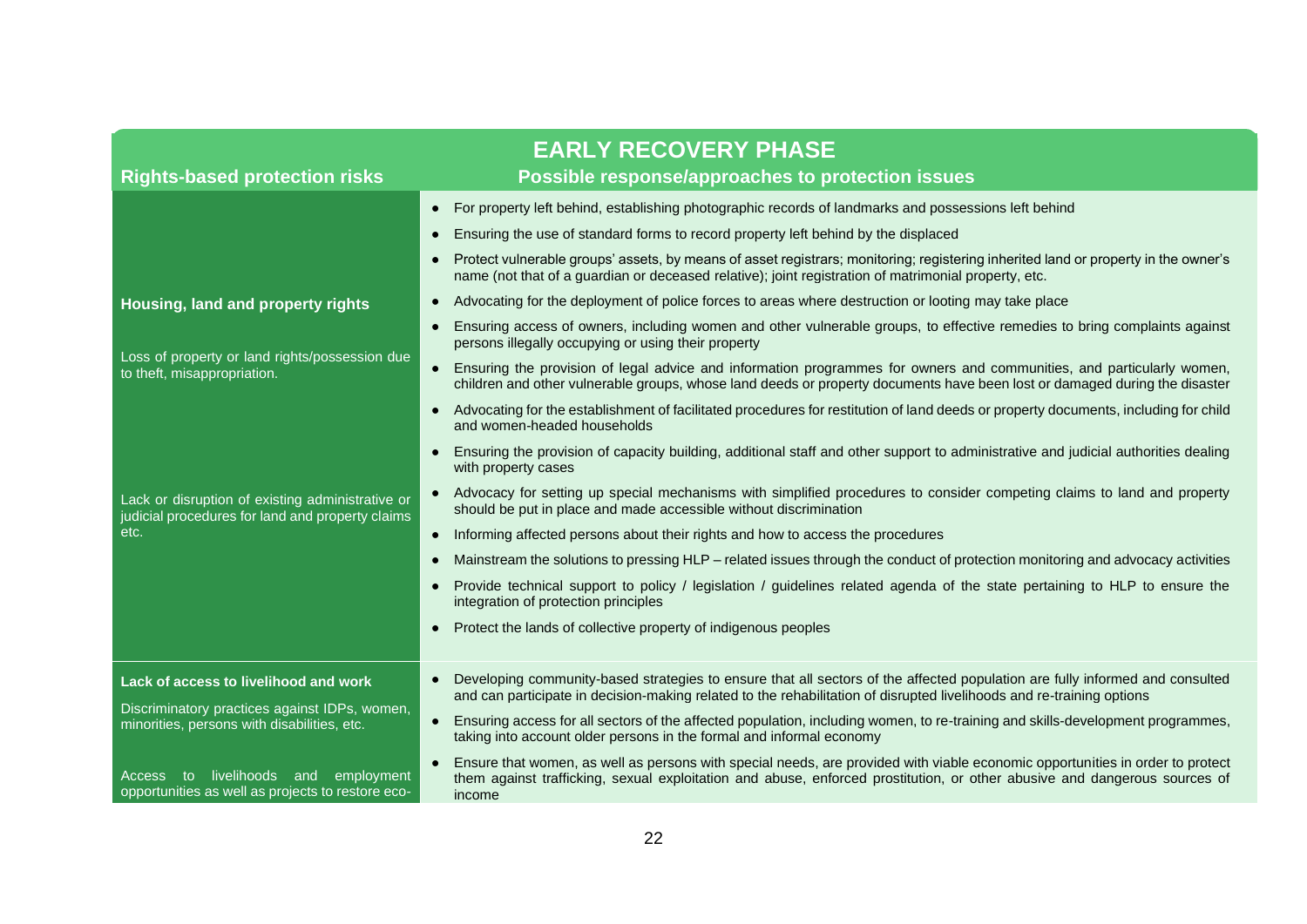| EARLY RECOVERY PHASE | |
|---|---|
| **Rights-based protection risks** | **Possible response/approaches to protection issues** |
| **Housing, land and property rights**<br><br>Loss of property or land rights/possession due to theft, misappropriation.<br><br>Lack or disruption of existing administrative or judicial procedures for land and property claims etc. | • For property left behind, establishing photographic records of landmarks and possessions left behind<br>• Ensuring the use of standard forms to record property left behind by the displaced<br>• Protect vulnerable groups' assets, by means of asset registrars; monitoring; registering inherited land or property in the owner's name (not that of a guardian or deceased relative); joint registration of matrimonial property, etc.<br>• Advocating for the deployment of police forces to areas where destruction or looting may take place<br>• Ensuring access of owners, including women and other vulnerable groups, to effective remedies to bring complaints against persons illegally occupying or using their property<br>• Ensuring the provision of legal advice and information programmes for owners and communities, and particularly women, children and other vulnerable groups, whose land deeds or property documents have been lost or damaged during the disaster<br>• Advocating for the establishment of facilitated procedures for restitution of land deeds or property documents, including for child and women-headed households<br>• Ensuring the provision of capacity building, additional staff and other support to administrative and judicial authorities dealing with property cases<br>• Advocacy for setting up special mechanisms with simplified procedures to consider competing claims to land and property should be put in place and made accessible without discrimination<br>• Informing affected persons about their rights and how to access the procedures<br>• Mainstream the solutions to pressing HLP – related issues through the conduct of protection monitoring and advocacy activities<br>• Provide technical support to policy / legislation / guidelines related agenda of the state pertaining to HLP to ensure the integration of protection principles<br>• Protect the lands of collective property of indigenous peoples |
| **Lack of access to livelihood and work**<br><br>Discriminatory practices against IDPs, women, minorities, persons with disabilities, etc.<br><br>Access to livelihoods and employment opportunities as well as projects to restore eco- | • Developing community-based strategies to ensure that all sectors of the affected population are fully informed and consulted and can participate in decision-making related to the rehabilitation of disrupted livelihoods and re-training options<br>• Ensuring access for all sectors of the affected population, including women, to re-training and skills-development programmes, taking into account older persons in the formal and informal economy<br>• Ensure that women, as well as persons with special needs, are provided with viable economic opportunities in order to protect them against trafficking, sexual exploitation and abuse, enforced prostitution, or other abusive and dangerous sources of income |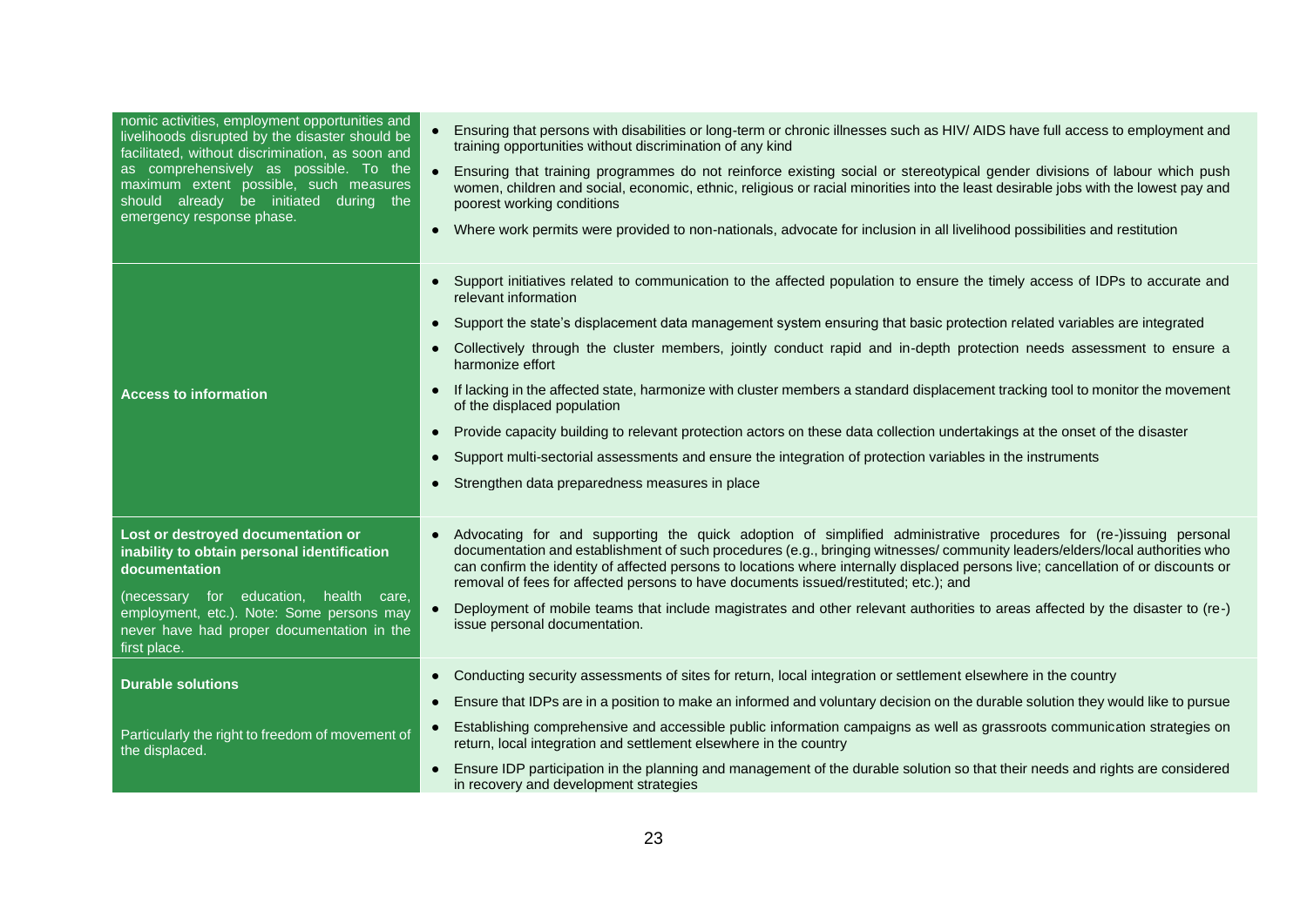| | |
|---|---|
| nomic activities, employment opportunities and livelihoods disrupted by the disaster should be facilitated, without discrimination, as soon and as comprehensively as possible. To the maximum extent possible, such measures should already be initiated during the emergency response phase. | • Ensuring that persons with disabilities or long-term or chronic illnesses such as HIV/ AIDS have full access to employment and training opportunities without discrimination of any kind<br>• Ensuring that training programmes do not reinforce existing social or stereotypical gender divisions of labour which push women, children and social, economic, ethnic, religious or racial minorities into the least desirable jobs with the lowest pay and poorest working conditions<br>• Where work permits were provided to non-nationals, advocate for inclusion in all livelihood possibilities and restitution |
| **Access to information** | • Support initiatives related to communication to the affected population to ensure the timely access of IDPs to accurate and relevant information<br>• Support the state's displacement data management system ensuring that basic protection related variables are integrated<br>• Collectively through the cluster members, jointly conduct rapid and in-depth protection needs assessment to ensure a harmonize effort<br>• If lacking in the affected state, harmonize with cluster members a standard displacement tracking tool to monitor the movement of the displaced population<br>• Provide capacity building to relevant protection actors on these data collection undertakings at the onset of the disaster<br>• Support multi-sectorial assessments and ensure the integration of protection variables in the instruments<br>• Strengthen data preparedness measures in place |
| **Lost or destroyed documentation or inability to obtain personal identification documentation**<br><br>(necessary for education, health care, employment, etc.). Note: Some persons may never have had proper documentation in the first place. | • Advocating for and supporting the quick adoption of simplified administrative procedures for (re-)issuing personal documentation and establishment of such procedures (e.g., bringing witnesses/ community leaders/elders/local authorities who can confirm the identity of affected persons to locations where internally displaced persons live; cancellation of or discounts or removal of fees for affected persons to have documents issued/restituted; etc.); and<br>• Deployment of mobile teams that include magistrates and other relevant authorities to areas affected by the disaster to (re-) issue personal documentation. |
| **Durable solutions**<br><br>Particularly the right to freedom of movement of the displaced. | • Conducting security assessments of sites for return, local integration or settlement elsewhere in the country<br>• Ensure that IDPs are in a position to make an informed and voluntary decision on the durable solution they would like to pursue<br>• Establishing comprehensive and accessible public information campaigns as well as grassroots communication strategies on return, local integration and settlement elsewhere in the country<br>• Ensure IDP participation in the planning and management of the durable solution so that their needs and rights are considered in recovery and development strategies |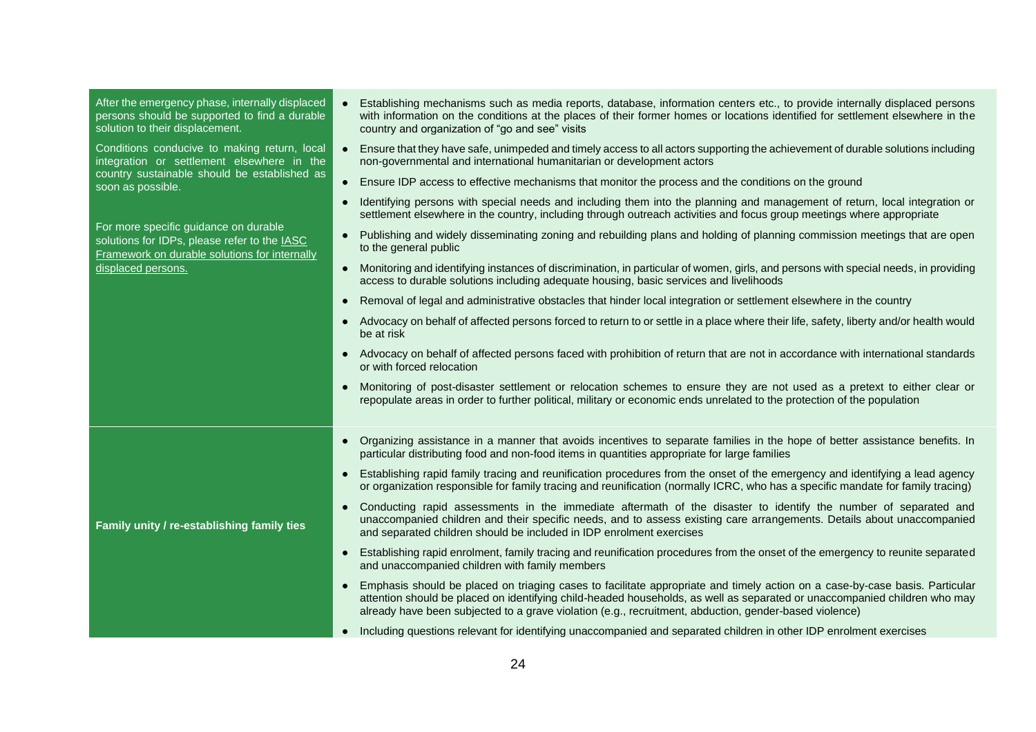| | |
|---|---|
| After the emergency phase, internally displaced persons should be supported to find a durable solution to their displacement.<br><br>Conditions conducive to making return, local integration or settlement elsewhere in the country sustainable should be established as soon as possible.<br><br>For more specific guidance on durable solutions for IDPs, please refer to the [IASC Framework on durable solutions for internally displaced persons.]() | • Establishing mechanisms such as media reports, database, information centers etc., to provide internally displaced persons with information on the conditions at the places of their former homes or locations identified for settlement elsewhere in the country and organization of "go and see" visits<br>• Ensure that they have safe, unimpeded and timely access to all actors supporting the achievement of durable solutions including non-governmental and international humanitarian or development actors<br>• Ensure IDP access to effective mechanisms that monitor the process and the conditions on the ground<br>• Identifying persons with special needs and including them into the planning and management of return, local integration or settlement elsewhere in the country, including through outreach activities and focus group meetings where appropriate<br>• Publishing and widely disseminating zoning and rebuilding plans and holding of planning commission meetings that are open to the general public<br>• Monitoring and identifying instances of discrimination, in particular of women, girls, and persons with special needs, in providing access to durable solutions including adequate housing, basic services and livelihoods<br>• Removal of legal and administrative obstacles that hinder local integration or settlement elsewhere in the country<br>• Advocacy on behalf of affected persons forced to return to or settle in a place where their life, safety, liberty and/or health would be at risk<br>• Advocacy on behalf of affected persons faced with prohibition of return that are not in accordance with international standards or with forced relocation<br>• Monitoring of post-disaster settlement or relocation schemes to ensure they are not used as a pretext to either clear or repopulate areas in order to further political, military or economic ends unrelated to the protection of the population |
| **Family unity / re-establishing family ties** | • Organizing assistance in a manner that avoids incentives to separate families in the hope of better assistance benefits. In particular distributing food and non-food items in quantities appropriate for large families<br>• Establishing rapid family tracing and reunification procedures from the onset of the emergency and identifying a lead agency or organization responsible for family tracing and reunification (normally ICRC, who has a specific mandate for family tracing)<br>• Conducting rapid assessments in the immediate aftermath of the disaster to identify the number of separated and unaccompanied children and their specific needs, and to assess existing care arrangements. Details about unaccompanied and separated children should be included in IDP enrolment exercises<br>• Establishing rapid enrolment, family tracing and reunification procedures from the onset of the emergency to reunite separated and unaccompanied children with family members<br>• Emphasis should be placed on triaging cases to facilitate appropriate and timely action on a case-by-case basis. Particular attention should be placed on identifying child-headed households, as well as separated or unaccompanied children who may already have been subjected to a grave violation (e.g., recruitment, abduction, gender-based violence)<br>• Including questions relevant for identifying unaccompanied and separated children in other IDP enrolment exercises |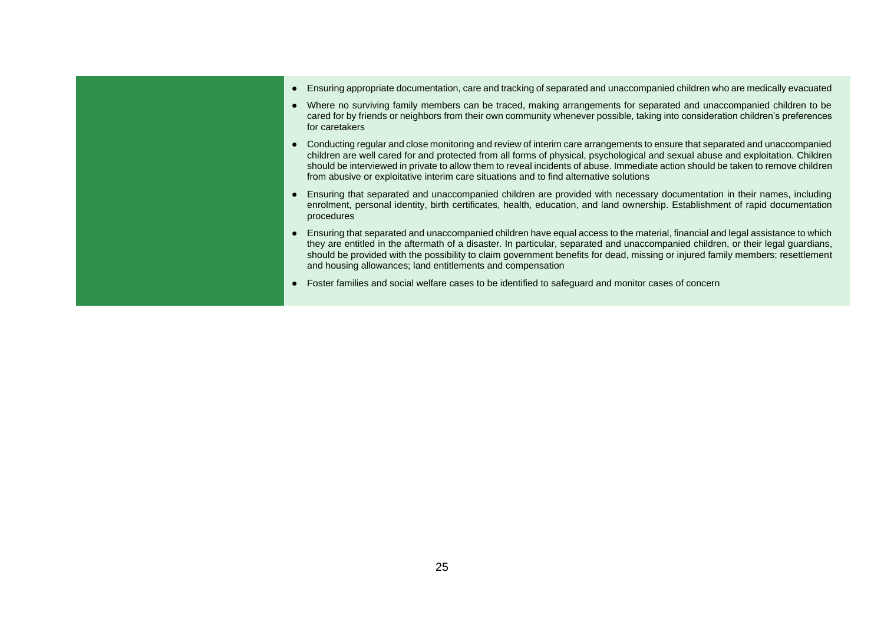| | |
|---|---|
| | • Ensuring appropriate documentation, care and tracking of separated and unaccompanied children who are medically evacuated<br>• Where no surviving family members can be traced, making arrangements for separated and unaccompanied children to be cared for by friends or neighbors from their own community whenever possible, taking into consideration children's preferences for caretakers<br>• Conducting regular and close monitoring and review of interim care arrangements to ensure that separated and unaccompanied children are well cared for and protected from all forms of physical, psychological and sexual abuse and exploitation. Children should be interviewed in private to allow them to reveal incidents of abuse. Immediate action should be taken to remove children from abusive or exploitative interim care situations and to find alternative solutions<br>• Ensuring that separated and unaccompanied children are provided with necessary documentation in their names, including enrolment, personal identity, birth certificates, health, education, and land ownership. Establishment of rapid documentation procedures<br>• Ensuring that separated and unaccompanied children have equal access to the material, financial and legal assistance to which they are entitled in the aftermath of a disaster. In particular, separated and unaccompanied children, or their legal guardians, should be provided with the possibility to claim government benefits for dead, missing or injured family members; resettlement and housing allowances; land entitlements and compensation<br>• Foster families and social welfare cases to be identified to safeguard and monitor cases of concern |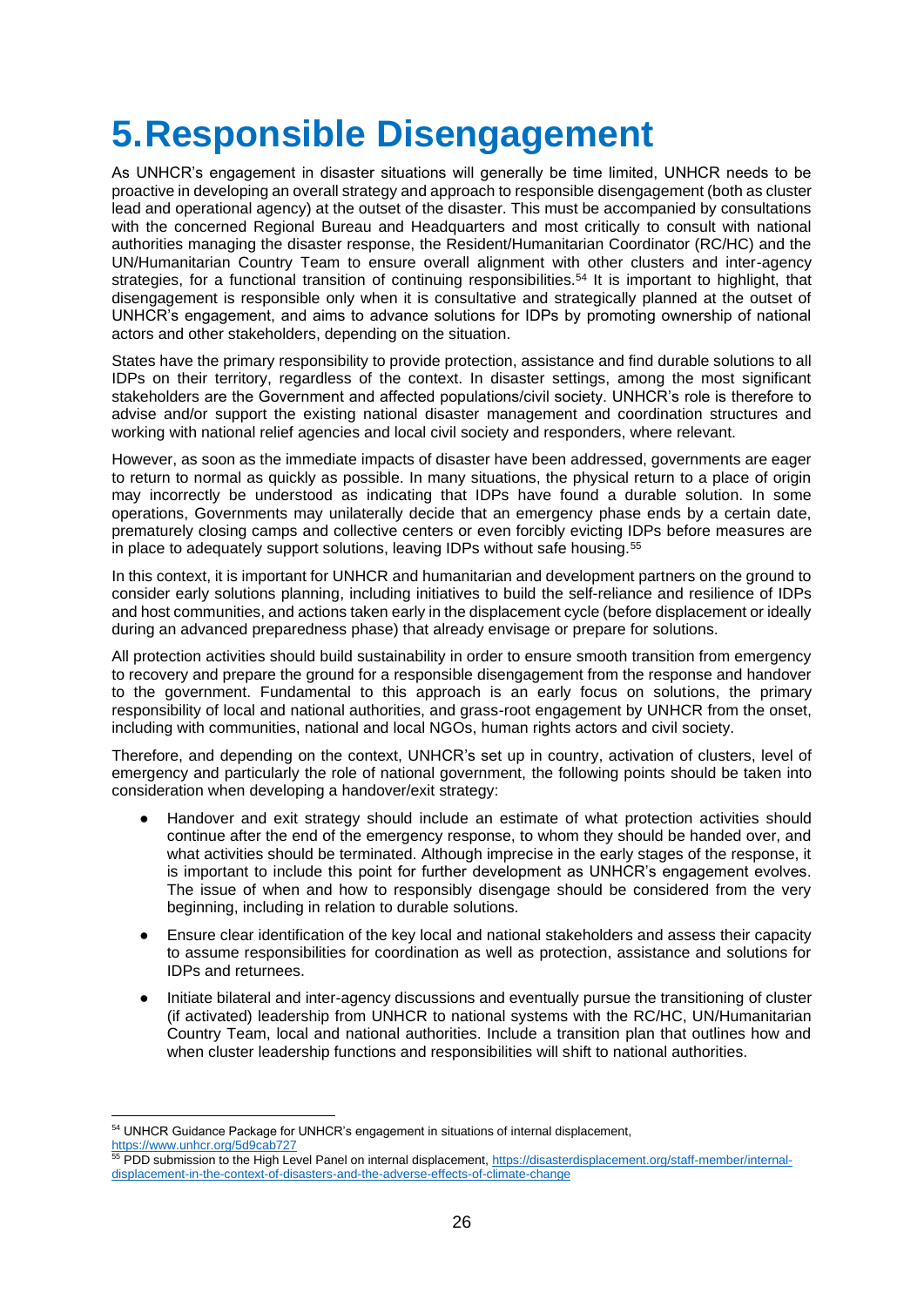# 5. Responsible Disengagement

As UNHCR's engagement in disaster situations will generally be time limited, UNHCR needs to be proactive in developing an overall strategy and approach to responsible disengagement (both as cluster lead and operational agency) at the outset of the disaster. This must be accompanied by consultations with the concerned Regional Bureau and Headquarters and most critically to consult with national authorities managing the disaster response, the Resident/Humanitarian Coordinator (RC/HC) and the UN/Humanitarian Country Team to ensure overall alignment with other clusters and inter-agency strategies, for a functional transition of continuing responsibilities.[54] It is important to highlight, that disengagement is responsible only when it is consultative and strategically planned at the outset of UNHCR's engagement, and aims to advance solutions for IDPs by promoting ownership of national actors and other stakeholders, depending on the situation.

States have the primary responsibility to provide protection, assistance and find durable solutions to all IDPs on their territory, regardless of the context. In disaster settings, among the most significant stakeholders are the Government and affected populations/civil society. UNHCR's role is therefore to advise and/or support the existing national disaster management and coordination structures and working with national relief agencies and local civil society and responders, where relevant.

However, as soon as the immediate impacts of disaster have been addressed, governments are eager to return to normal as quickly as possible. In many situations, the physical return to a place of origin may incorrectly be understood as indicating that IDPs have found a durable solution. In some operations, Governments may unilaterally decide that an emergency phase ends by a certain date, prematurely closing camps and collective centers or even forcibly evicting IDPs before measures are in place to adequately support solutions, leaving IDPs without safe housing.[55]

In this context, it is important for UNHCR and humanitarian and development partners on the ground to consider early solutions planning, including initiatives to build the self-reliance and resilience of IDPs and host communities, and actions taken early in the displacement cycle (before displacement or ideally during an advanced preparedness phase) that already envisage or prepare for solutions.

All protection activities should build sustainability in order to ensure smooth transition from emergency to recovery and prepare the ground for a responsible disengagement from the response and handover to the government. Fundamental to this approach is an early focus on solutions, the primary responsibility of local and national authorities, and grass-root engagement by UNHCR from the onset, including with communities, national and local NGOs, human rights actors and civil society.

Therefore, and depending on the context, UNHCR's set up in country, activation of clusters, level of emergency and particularly the role of national government, the following points should be taken into consideration when developing a handover/exit strategy:

- Handover and exit strategy should include an estimate of what protection activities should continue after the end of the emergency response, to whom they should be handed over, and what activities should be terminated. Although imprecise in the early stages of the response, it is important to include this point for further development as UNHCR's engagement evolves. The issue of when and how to responsibly disengage should be considered from the very beginning, including in relation to durable solutions.
- Ensure clear identification of the key local and national stakeholders and assess their capacity to assume responsibilities for coordination as well as protection, assistance and solutions for IDPs and returnees.
- Initiate bilateral and inter-agency discussions and eventually pursue the transitioning of cluster (if activated) leadership from UNHCR to national systems with the RC/HC, UN/Humanitarian Country Team, local and national authorities. Include a transition plan that outlines how and when cluster leadership functions and responsibilities will shift to national authorities.

---

[54] UNHCR Guidance Package for UNHCR's engagement in situations of internal displacement, https://www.unhcr.org/5d9cab727

[55] PDD submission to the High Level Panel on internal displacement, https://disasterdisplacement.org/staff-member/internal-displacement-in-the-context-of-disasters-and-the-adverse-effects-of-climate-change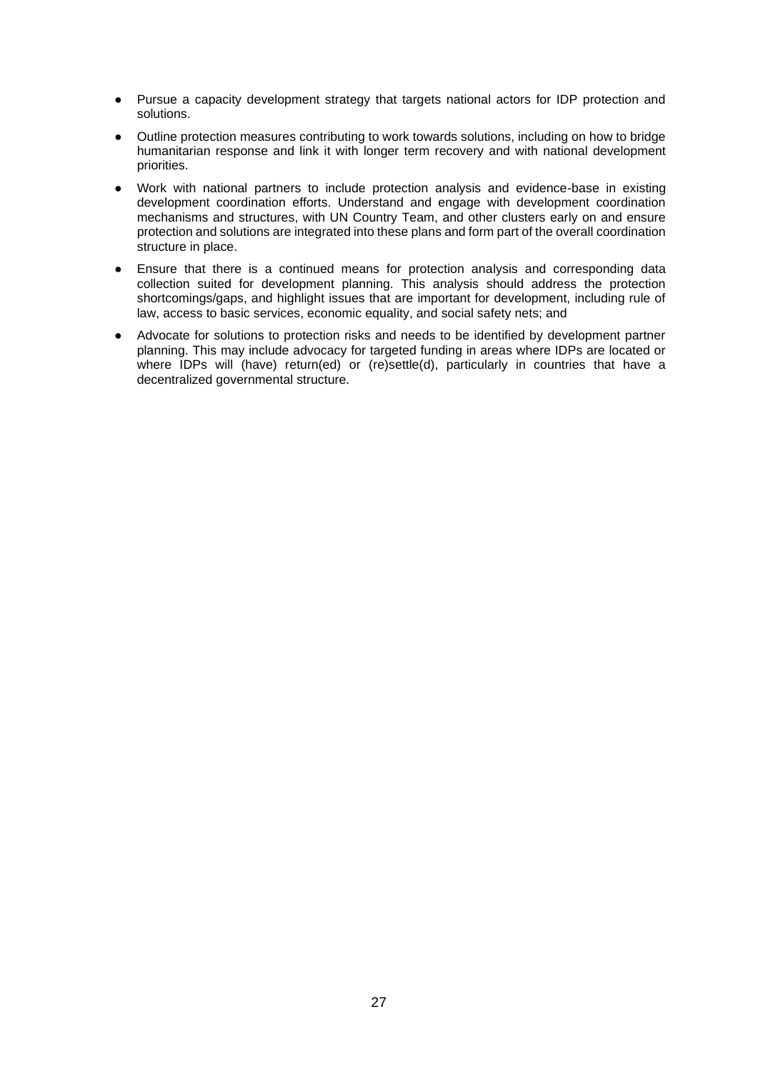- Pursue a capacity development strategy that targets national actors for IDP protection and solutions.
- Outline protection measures contributing to work towards solutions, including on how to bridge humanitarian response and link it with longer term recovery and with national development priorities.
- Work with national partners to include protection analysis and evidence-base in existing development coordination efforts. Understand and engage with development coordination mechanisms and structures, with UN Country Team, and other clusters early on and ensure protection and solutions are integrated into these plans and form part of the overall coordination structure in place.
- Ensure that there is a continued means for protection analysis and corresponding data collection suited for development planning. This analysis should address the protection shortcomings/gaps, and highlight issues that are important for development, including rule of law, access to basic services, economic equality, and social safety nets; and
- Advocate for solutions to protection risks and needs to be identified by development partner planning. This may include advocacy for targeted funding in areas where IDPs are located or where IDPs will (have) return(ed) or (re)settle(d), particularly in countries that have a decentralized governmental structure.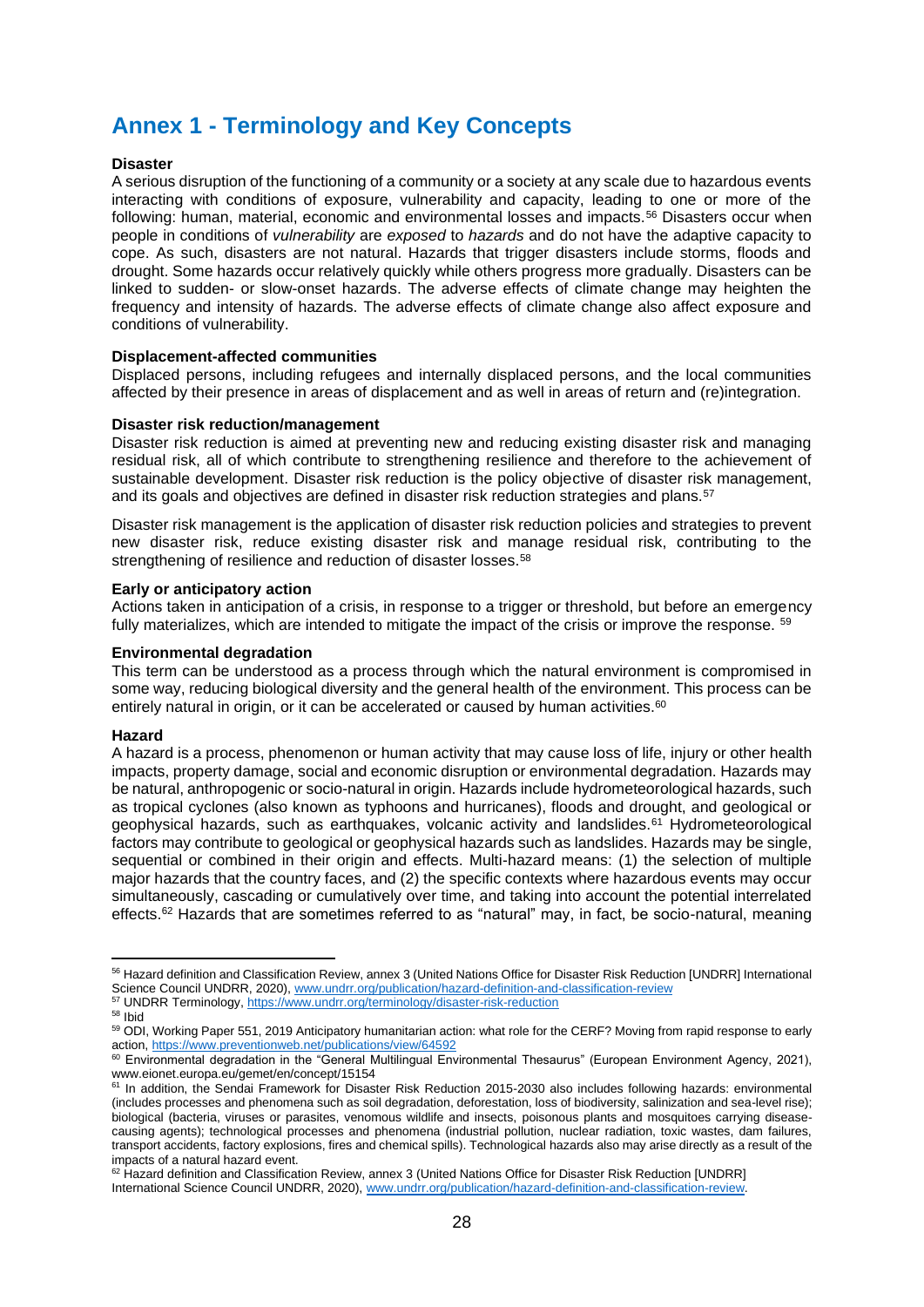# Annex 1 - Terminology and Key Concepts

**Disaster**

A serious disruption of the functioning of a community or a society at any scale due to hazardous events interacting with conditions of exposure, vulnerability and capacity, leading to one or more of the following: human, material, economic and environmental losses and impacts.[56] Disasters occur when people in conditions of *vulnerability* are *exposed* to *hazards* and do not have the adaptive capacity to cope. As such, disasters are not natural. Hazards that trigger disasters include storms, floods and drought. Some hazards occur relatively quickly while others progress more gradually. Disasters can be linked to sudden- or slow-onset hazards. The adverse effects of climate change may heighten the frequency and intensity of hazards. The adverse effects of climate change also affect exposure and conditions of vulnerability.

**Displacement-affected communities**

Displaced persons, including refugees and internally displaced persons, and the local communities affected by their presence in areas of displacement and as well in areas of return and (re)integration.

**Disaster risk reduction/management**

Disaster risk reduction is aimed at preventing new and reducing existing disaster risk and managing residual risk, all of which contribute to strengthening resilience and therefore to the achievement of sustainable development. Disaster risk reduction is the policy objective of disaster risk management, and its goals and objectives are defined in disaster risk reduction strategies and plans.[57]

Disaster risk management is the application of disaster risk reduction policies and strategies to prevent new disaster risk, reduce existing disaster risk and manage residual risk, contributing to the strengthening of resilience and reduction of disaster losses.[58]

**Early or anticipatory action**

Actions taken in anticipation of a crisis, in response to a trigger or threshold, but before an emergency fully materializes, which are intended to mitigate the impact of the crisis or improve the response. [59]

**Environmental degradation**

This term can be understood as a process through which the natural environment is compromised in some way, reducing biological diversity and the general health of the environment. This process can be entirely natural in origin, or it can be accelerated or caused by human activities.[60]

**Hazard**

A hazard is a process, phenomenon or human activity that may cause loss of life, injury or other health impacts, property damage, social and economic disruption or environmental degradation. Hazards may be natural, anthropogenic or socio-natural in origin. Hazards include hydrometeorological hazards, such as tropical cyclones (also known as typhoons and hurricanes), floods and drought, and geological or geophysical hazards, such as earthquakes, volcanic activity and landslides.[61] Hydrometeorological factors may contribute to geological or geophysical hazards such as landslides. Hazards may be single, sequential or combined in their origin and effects. Multi-hazard means: (1) the selection of multiple major hazards that the country faces, and (2) the specific contexts where hazardous events may occur simultaneously, cascading or cumulatively over time, and taking into account the potential interrelated effects.[62] Hazards that are sometimes referred to as "natural" may, in fact, be socio-natural, meaning

---

[56] Hazard definition and Classification Review, annex 3 (United Nations Office for Disaster Risk Reduction [UNDRR] International Science Council UNDRR, 2020), www.undrr.org/publication/hazard-definition-and-classification-review

[57] UNDRR Terminology, https://www.undrr.org/terminology/disaster-risk-reduction

[58] Ibid

[59] ODI, Working Paper 551, 2019 Anticipatory humanitarian action: what role for the CERF? Moving from rapid response to early action, https://www.preventionweb.net/publications/view/64592

[60] Environmental degradation in the "General Multilingual Environmental Thesaurus" (European Environment Agency, 2021), www.eionet.europa.eu/gemet/en/concept/15154

[61] In addition, the Sendai Framework for Disaster Risk Reduction 2015-2030 also includes following hazards: environmental (includes processes and phenomena such as soil degradation, deforestation, loss of biodiversity, salinization and sea-level rise); biological (bacteria, viruses or parasites, venomous wildlife and insects, poisonous plants and mosquitoes carrying disease-causing agents); technological processes and phenomena (industrial pollution, nuclear radiation, toxic wastes, dam failures, transport accidents, factory explosions, fires and chemical spills). Technological hazards also may arise directly as a result of the impacts of a natural hazard event.

[62] Hazard definition and Classification Review, annex 3 (United Nations Office for Disaster Risk Reduction [UNDRR] International Science Council UNDRR, 2020), www.undrr.org/publication/hazard-definition-and-classification-review.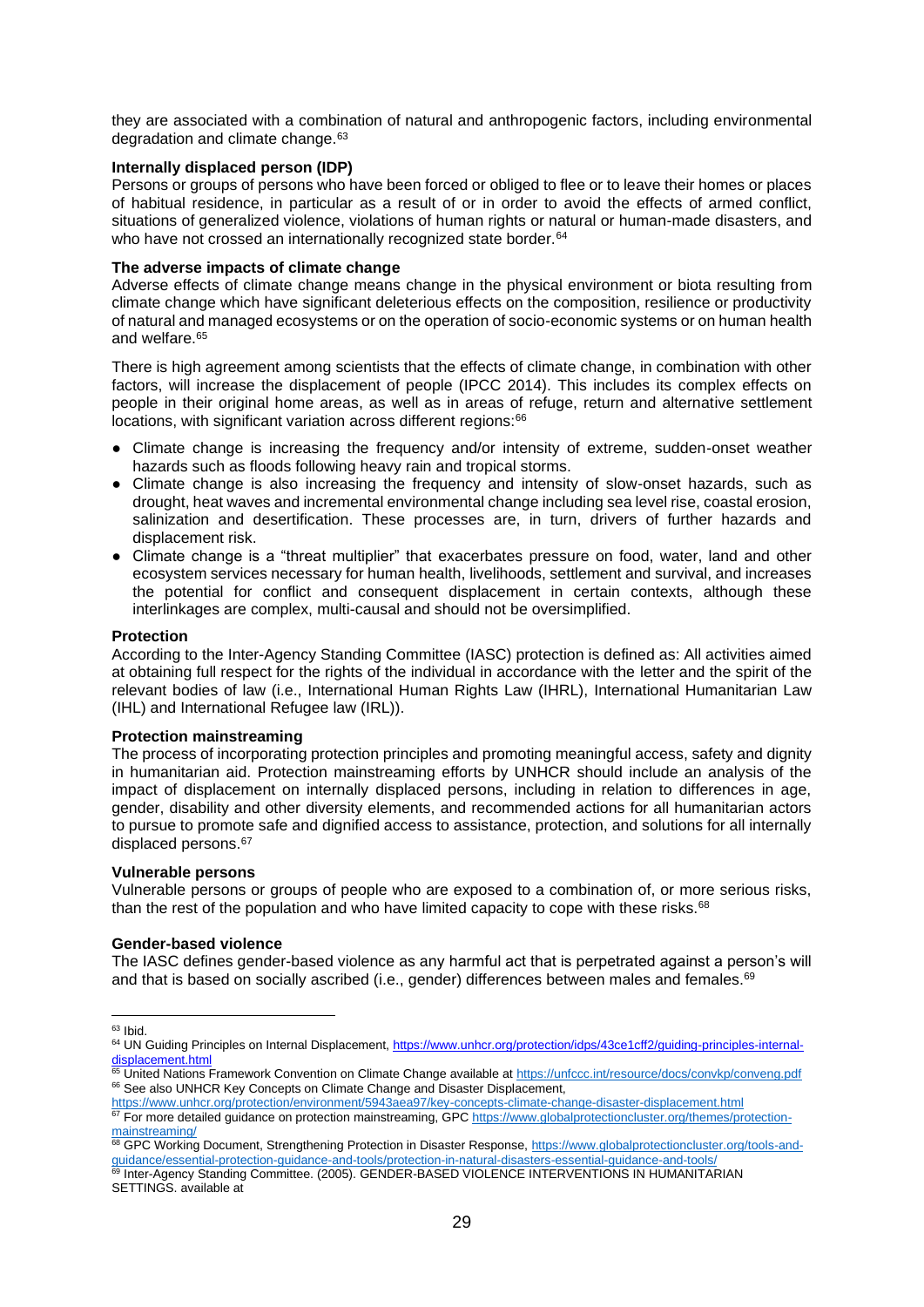they are associated with a combination of natural and anthropogenic factors, including environmental degradation and climate change.[63]

**Internally displaced person (IDP)**

Persons or groups of persons who have been forced or obliged to flee or to leave their homes or places of habitual residence, in particular as a result of or in order to avoid the effects of armed conflict, situations of generalized violence, violations of human rights or natural or human-made disasters, and who have not crossed an internationally recognized state border.[64]

**The adverse impacts of climate change**

Adverse effects of climate change means change in the physical environment or biota resulting from climate change which have significant deleterious effects on the composition, resilience or productivity of natural and managed ecosystems or on the operation of socio-economic systems or on human health and welfare.[65]

There is high agreement among scientists that the effects of climate change, in combination with other factors, will increase the displacement of people (IPCC 2014). This includes its complex effects on people in their original home areas, as well as in areas of refuge, return and alternative settlement locations, with significant variation across different regions:[66]

- Climate change is increasing the frequency and/or intensity of extreme, sudden-onset weather hazards such as floods following heavy rain and tropical storms.
- Climate change is also increasing the frequency and intensity of slow-onset hazards, such as drought, heat waves and incremental environmental change including sea level rise, coastal erosion, salinization and desertification. These processes are, in turn, drivers of further hazards and displacement risk.
- Climate change is a "threat multiplier" that exacerbates pressure on food, water, land and other ecosystem services necessary for human health, livelihoods, settlement and survival, and increases the potential for conflict and consequent displacement in certain contexts, although these interlinkages are complex, multi-causal and should not be oversimplified.

**Protection**

According to the Inter-Agency Standing Committee (IASC) protection is defined as: All activities aimed at obtaining full respect for the rights of the individual in accordance with the letter and the spirit of the relevant bodies of law (i.e., International Human Rights Law (IHRL), International Humanitarian Law (IHL) and International Refugee law (IRL)).

**Protection mainstreaming**

The process of incorporating protection principles and promoting meaningful access, safety and dignity in humanitarian aid. Protection mainstreaming efforts by UNHCR should include an analysis of the impact of displacement on internally displaced persons, including in relation to differences in age, gender, disability and other diversity elements, and recommended actions for all humanitarian actors to pursue to promote safe and dignified access to assistance, protection, and solutions for all internally displaced persons.[67]

**Vulnerable persons**

Vulnerable persons or groups of people who are exposed to a combination of, or more serious risks, than the rest of the population and who have limited capacity to cope with these risks.[68]

**Gender-based violence**

The IASC defines gender-based violence as any harmful act that is perpetrated against a person's will and that is based on socially ascribed (i.e., gender) differences between males and females.[69]

---

[63] Ibid.

[64] UN Guiding Principles on Internal Displacement, https://www.unhcr.org/protection/idps/43ce1cff2/guiding-principles-internal-displacement.html

[65] United Nations Framework Convention on Climate Change available at https://unfccc.int/resource/docs/convkp/conveng.pdf

[66] See also UNHCR Key Concepts on Climate Change and Disaster Displacement, https://www.unhcr.org/protection/environment/5943aea97/key-concepts-climate-change-disaster-displacement.html

[67] For more detailed guidance on protection mainstreaming, GPC https://www.globalprotectioncluster.org/themes/protection-mainstreaming/

[68] GPC Working Document, Strengthening Protection in Disaster Response, https://www.globalprotectioncluster.org/tools-and-guidance/essential-protection-guidance-and-tools/protection-in-natural-disasters-essential-guidance-and-tools/

[69] Inter-Agency Standing Committee. (2005). GENDER-BASED VIOLENCE INTERVENTIONS IN HUMANITARIAN SETTINGS. available at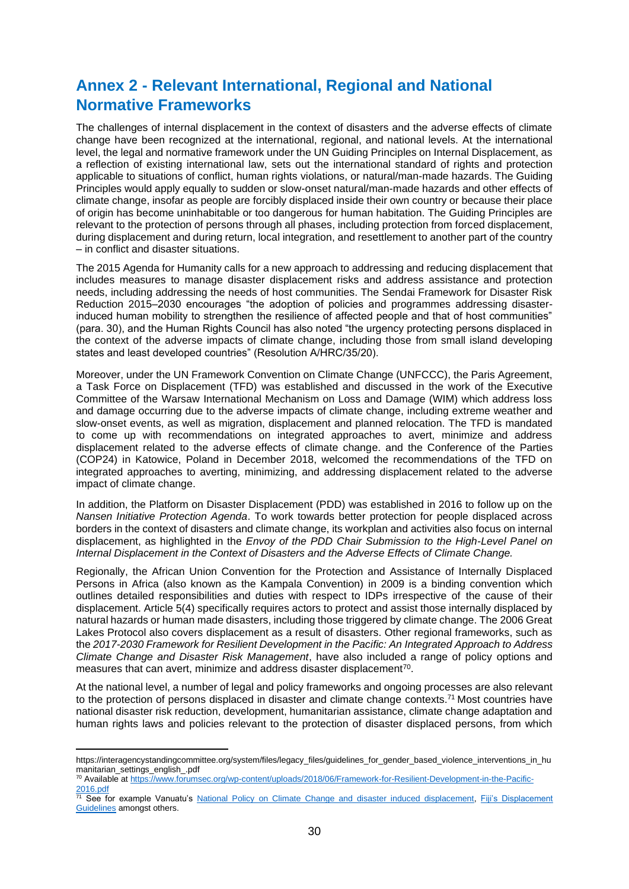## Annex 2 - Relevant International, Regional and National Normative Frameworks

The challenges of internal displacement in the context of disasters and the adverse effects of climate change have been recognized at the international, regional, and national levels. At the international level, the legal and normative framework under the UN Guiding Principles on Internal Displacement, as a reflection of existing international law, sets out the international standard of rights and protection applicable to situations of conflict, human rights violations, or natural/man-made hazards. The Guiding Principles would apply equally to sudden or slow-onset natural/man-made hazards and other effects of climate change, insofar as people are forcibly displaced inside their own country or because their place of origin has become uninhabitable or too dangerous for human habitation. The Guiding Principles are relevant to the protection of persons through all phases, including protection from forced displacement, during displacement and during return, local integration, and resettlement to another part of the country – in conflict and disaster situations.

The 2015 Agenda for Humanity calls for a new approach to addressing and reducing displacement that includes measures to manage disaster displacement risks and address assistance and protection needs, including addressing the needs of host communities. The Sendai Framework for Disaster Risk Reduction 2015–2030 encourages "the adoption of policies and programmes addressing disaster-induced human mobility to strengthen the resilience of affected people and that of host communities" (para. 30), and the Human Rights Council has also noted "the urgency protecting persons displaced in the context of the adverse impacts of climate change, including those from small island developing states and least developed countries" (Resolution A/HRC/35/20).

Moreover, under the UN Framework Convention on Climate Change (UNFCCC), the Paris Agreement, a Task Force on Displacement (TFD) was established and discussed in the work of the Executive Committee of the Warsaw International Mechanism on Loss and Damage (WIM) which address loss and damage occurring due to the adverse impacts of climate change, including extreme weather and slow-onset events, as well as migration, displacement and planned relocation. The TFD is mandated to come up with recommendations on integrated approaches to avert, minimize and address displacement related to the adverse effects of climate change. and the Conference of the Parties (COP24) in Katowice, Poland in December 2018, welcomed the recommendations of the TFD on integrated approaches to averting, minimizing, and addressing displacement related to the adverse impact of climate change.

In addition, the Platform on Disaster Displacement (PDD) was established in 2016 to follow up on the *Nansen Initiative Protection Agenda*. To work towards better protection for people displaced across borders in the context of disasters and climate change, its workplan and activities also focus on internal displacement, as highlighted in the *Envoy of the PDD Chair Submission to the High-Level Panel on Internal Displacement in the Context of Disasters and the Adverse Effects of Climate Change.*

Regionally, the African Union Convention for the Protection and Assistance of Internally Displaced Persons in Africa (also known as the Kampala Convention) in 2009 is a binding convention which outlines detailed responsibilities and duties with respect to IDPs irrespective of the cause of their displacement. Article 5(4) specifically requires actors to protect and assist those internally displaced by natural hazards or human made disasters, including those triggered by climate change. The 2006 Great Lakes Protocol also covers displacement as a result of disasters. Other regional frameworks, such as the *2017-2030 Framework for Resilient Development in the Pacific: An Integrated Approach to Address Climate Change and Disaster Risk Management*, have also included a range of policy options and measures that can avert, minimize and address disaster displacement[70].

At the national level, a number of legal and policy frameworks and ongoing processes are also relevant to the protection of persons displaced in disaster and climate change contexts.[71] Most countries have national disaster risk reduction, development, humanitarian assistance, climate change adaptation and human rights laws and policies relevant to the protection of disaster displaced persons, from which

---

https://interagencystandingcommittee.org/system/files/legacy_files/guidelines_for_gender_based_violence_interventions_in_humanitarian_settings_english_.pdf

[70] Available at https://www.forumsec.org/wp-content/uploads/2018/06/Framework-for-Resilient-Development-in-the-Pacific-2016.pdf

[71] See for example Vanuatu's National Policy on Climate Change and disaster induced displacement, Fiji's Displacement Guidelines amongst others.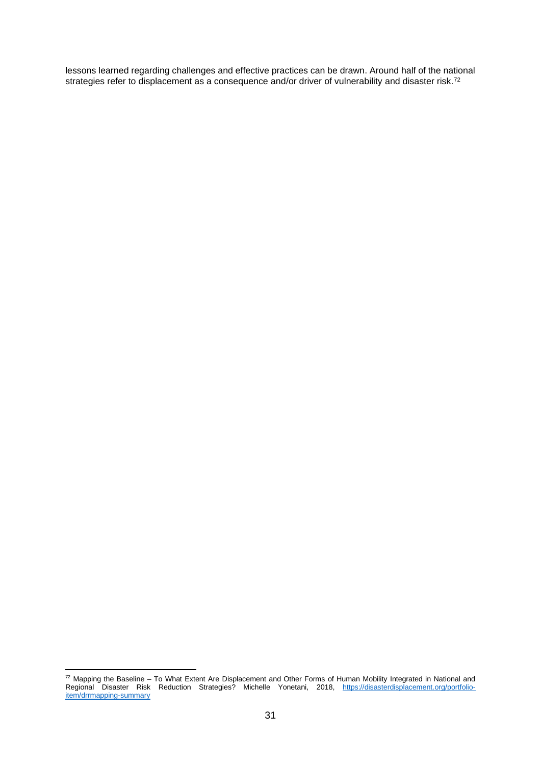lessons learned regarding challenges and effective practices can be drawn. Around half of the national strategies refer to displacement as a consequence and/or driver of vulnerability and disaster risk.[72]

[72] Mapping the Baseline – To What Extent Are Displacement and Other Forms of Human Mobility Integrated in National and Regional Disaster Risk Reduction Strategies? Michelle Yonetani, 2018, https://disasterdisplacement.org/portfolio-item/drrmapping-summary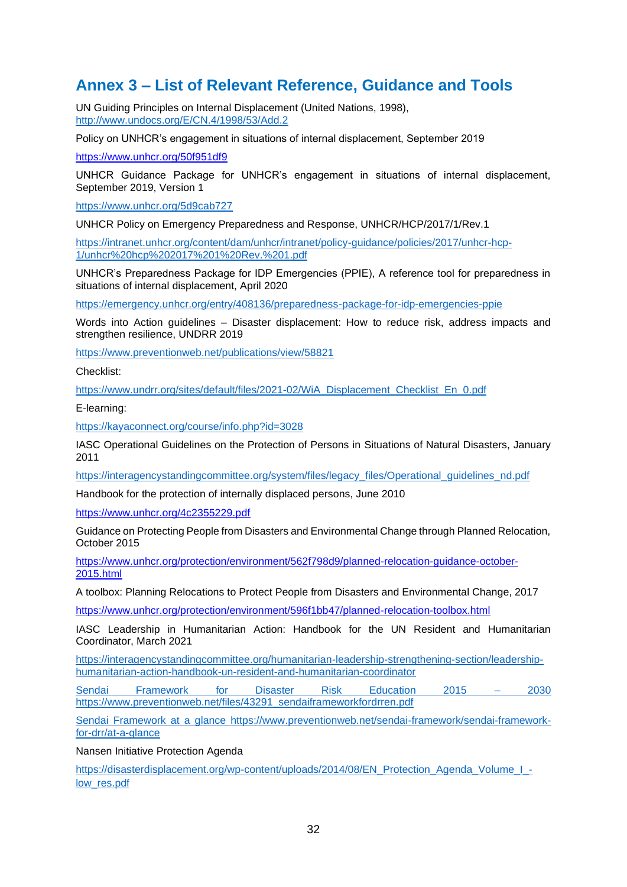## Annex 3 – List of Relevant Reference, Guidance and Tools

UN Guiding Principles on Internal Displacement (United Nations, 1998), http://www.undocs.org/E/CN.4/1998/53/Add.2

Policy on UNHCR's engagement in situations of internal displacement, September 2019

https://www.unhcr.org/50f951df9

UNHCR Guidance Package for UNHCR's engagement in situations of internal displacement, September 2019, Version 1

https://www.unhcr.org/5d9cab727

UNHCR Policy on Emergency Preparedness and Response, UNHCR/HCP/2017/1/Rev.1

https://intranet.unhcr.org/content/dam/unhcr/intranet/policy-guidance/policies/2017/unhcr-hcp-1/unhcr%20hcp%202017%201%20Rev.%201.pdf

UNHCR's Preparedness Package for IDP Emergencies (PPIE), A reference tool for preparedness in situations of internal displacement, April 2020

https://emergency.unhcr.org/entry/408136/preparedness-package-for-idp-emergencies-ppie

Words into Action guidelines – Disaster displacement: How to reduce risk, address impacts and strengthen resilience, UNDRR 2019

https://www.preventionweb.net/publications/view/58821

Checklist:

https://www.undrr.org/sites/default/files/2021-02/WiA_Displacement_Checklist_En_0.pdf

E-learning:

https://kayaconnect.org/course/info.php?id=3028

IASC Operational Guidelines on the Protection of Persons in Situations of Natural Disasters, January 2011

https://interagencystandingcommittee.org/system/files/legacy_files/Operational_guidelines_nd.pdf

Handbook for the protection of internally displaced persons, June 2010

https://www.unhcr.org/4c2355229.pdf

Guidance on Protecting People from Disasters and Environmental Change through Planned Relocation, October 2015

https://www.unhcr.org/protection/environment/562f798d9/planned-relocation-guidance-october-2015.html

A toolbox: Planning Relocations to Protect People from Disasters and Environmental Change, 2017

https://www.unhcr.org/protection/environment/596f1bb47/planned-relocation-toolbox.html

IASC Leadership in Humanitarian Action: Handbook for the UN Resident and Humanitarian Coordinator, March 2021

https://interagencystandingcommittee.org/humanitarian-leadership-strengthening-section/leadership-humanitarian-action-handbook-un-resident-and-humanitarian-coordinator

Sendai Framework for Disaster Risk Education 2015 – 2030 https://www.preventionweb.net/files/43291_sendaiframeworkfordrren.pdf

Sendai Framework at a glance https://www.preventionweb.net/sendai-framework/sendai-framework-for-drr/at-a-glance

Nansen Initiative Protection Agenda

https://disasterdisplacement.org/wp-content/uploads/2014/08/EN_Protection_Agenda_Volume_I_-low_res.pdf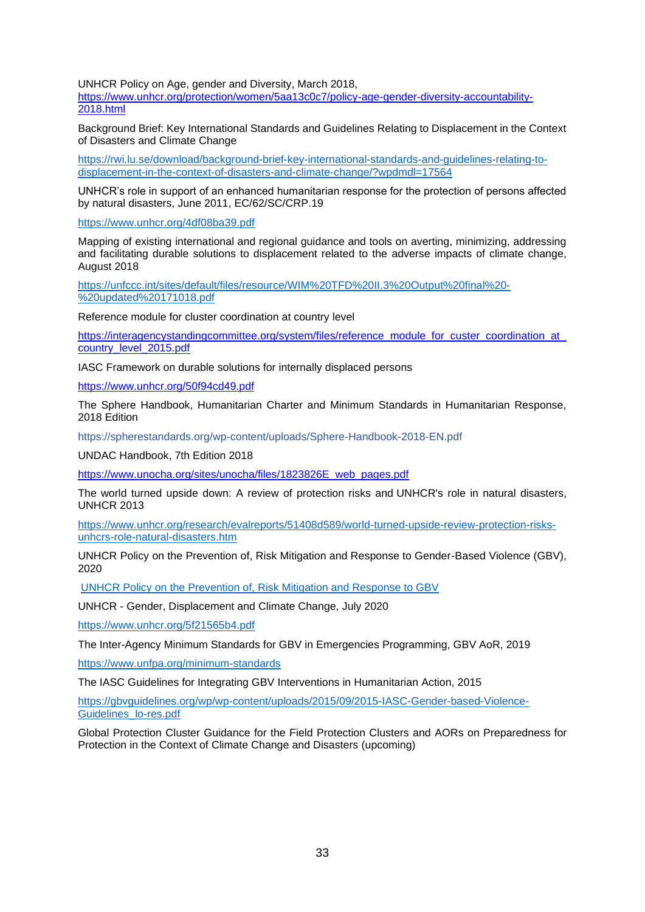UNHCR Policy on Age, gender and Diversity, March 2018, https://www.unhcr.org/protection/women/5aa13c0c7/policy-age-gender-diversity-accountability-2018.html

Background Brief: Key International Standards and Guidelines Relating to Displacement in the Context of Disasters and Climate Change

https://rwi.lu.se/download/background-brief-key-international-standards-and-guidelines-relating-to-displacement-in-the-context-of-disasters-and-climate-change/?wpdmdl=17564

UNHCR's role in support of an enhanced humanitarian response for the protection of persons affected by natural disasters, June 2011, EC/62/SC/CRP.19

https://www.unhcr.org/4df08ba39.pdf

Mapping of existing international and regional guidance and tools on averting, minimizing, addressing and facilitating durable solutions to displacement related to the adverse impacts of climate change, August 2018

https://unfccc.int/sites/default/files/resource/WIM%20TFD%20II.3%20Output%20final%20-%20updated%20171018.pdf

Reference module for cluster coordination at country level

https://interagencystandingcommittee.org/system/files/reference_module_for_custer_coordination_at_country_level_2015.pdf

IASC Framework on durable solutions for internally displaced persons

https://www.unhcr.org/50f94cd49.pdf

The Sphere Handbook, Humanitarian Charter and Minimum Standards in Humanitarian Response, 2018 Edition

https://spherestandards.org/wp-content/uploads/Sphere-Handbook-2018-EN.pdf

UNDAC Handbook, 7th Edition 2018

https://www.unocha.org/sites/unocha/files/1823826E_web_pages.pdf

The world turned upside down: A review of protection risks and UNHCR's role in natural disasters, UNHCR 2013

https://www.unhcr.org/research/evalreports/51408d589/world-turned-upside-review-protection-risks-unhcrs-role-natural-disasters.htm

UNHCR Policy on the Prevention of, Risk Mitigation and Response to Gender-Based Violence (GBV), 2020

UNHCR Policy on the Prevention of, Risk Mitigation and Response to GBV

UNHCR - Gender, Displacement and Climate Change, July 2020

https://www.unhcr.org/5f21565b4.pdf

The Inter-Agency Minimum Standards for GBV in Emergencies Programming, GBV AoR, 2019

https://www.unfpa.org/minimum-standards

The IASC Guidelines for Integrating GBV Interventions in Humanitarian Action, 2015

https://gbvguidelines.org/wp/wp-content/uploads/2015/09/2015-IASC-Gender-based-Violence-Guidelines_lo-res.pdf

Global Protection Cluster Guidance for the Field Protection Clusters and AORs on Preparedness for Protection in the Context of Climate Change and Disasters (upcoming)